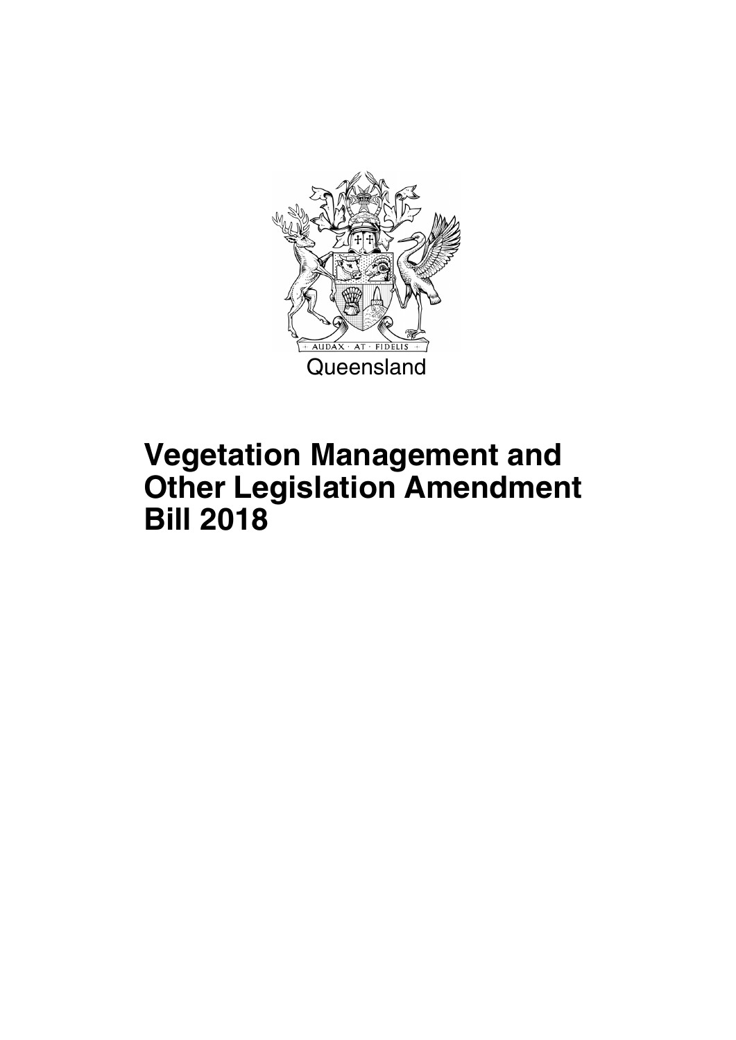AUDAX · AT · FIDELIS

Queensland

# Vegetation Management and Other Legislation Amendment Bill 2018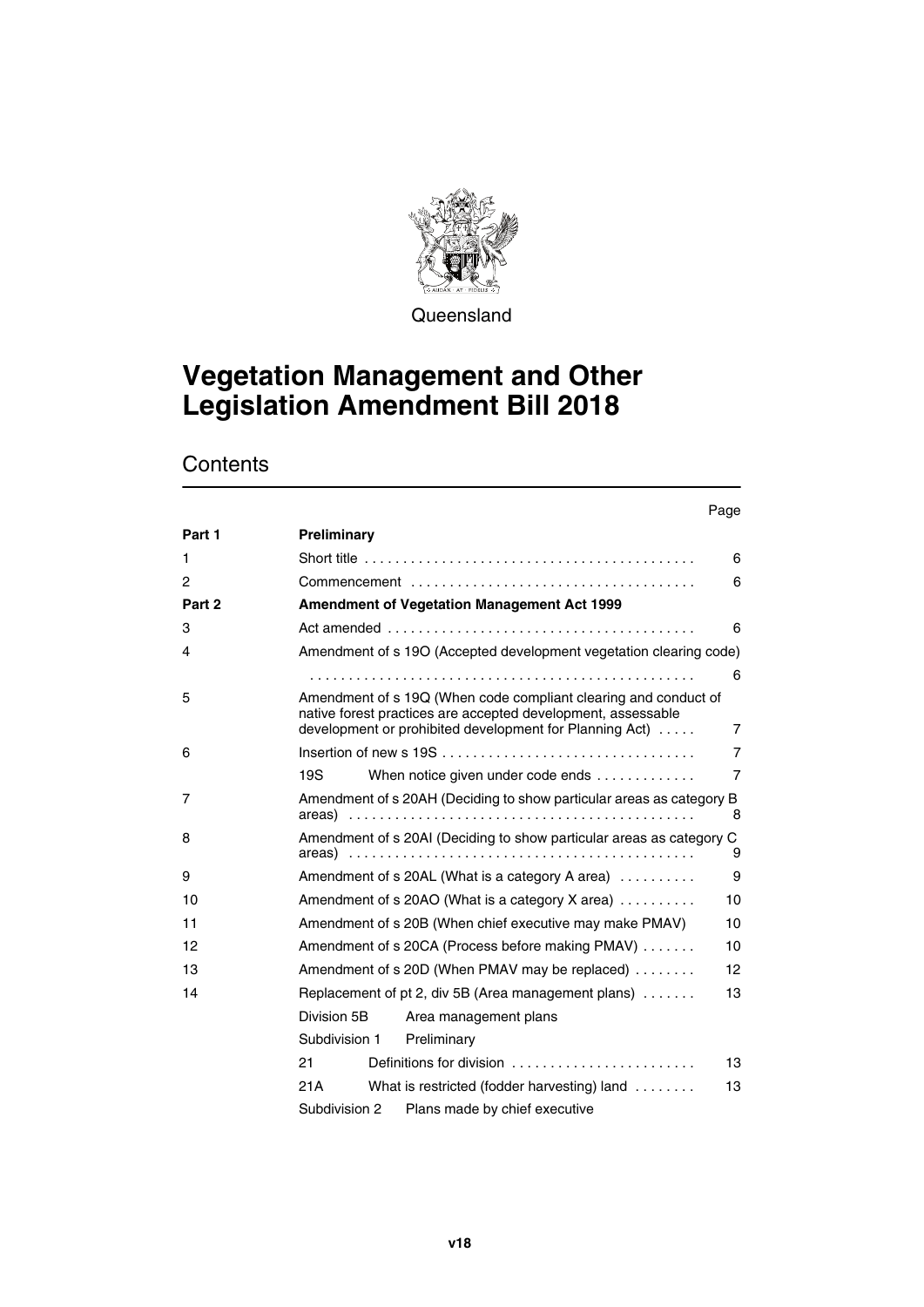Queensland

# Vegetation Management and Other Legislation Amendment Bill 2018

## Contents

| | | Page |
|---|---|---|
| **Part 1** | **Preliminary** | |
| 1 | Short title | 6 |
| 2 | Commencement | 6 |
| **Part 2** | **Amendment of Vegetation Management Act 1999** | |
| 3 | Act amended | 6 |
| 4 | Amendment of s 19O (Accepted development vegetation clearing code) | 6 |
| 5 | Amendment of s 19Q (When code compliant clearing and conduct of native forest practices are accepted development, assessable development or prohibited development for Planning Act) | 7 |
| 6 | Insertion of new s 19S | 7 |
| | 19S When notice given under code ends | 7 |
| 7 | Amendment of s 20AH (Deciding to show particular areas as category B areas) | 8 |
| 8 | Amendment of s 20AI (Deciding to show particular areas as category C areas) | 9 |
| 9 | Amendment of s 20AL (What is a category A area) | 9 |
| 10 | Amendment of s 20AO (What is a category X area) | 10 |
| 11 | Amendment of s 20B (When chief executive may make PMAV) | 10 |
| 12 | Amendment of s 20CA (Process before making PMAV) | 10 |
| 13 | Amendment of s 20D (When PMAV may be replaced) | 12 |
| 14 | Replacement of pt 2, div 5B (Area management plans) | 13 |
| | Division 5B Area management plans | |
| | Subdivision 1 Preliminary | |
| | 21 Definitions for division | 13 |
| | 21A What is restricted (fodder harvesting) land | 13 |
| | Subdivision 2 Plans made by chief executive | |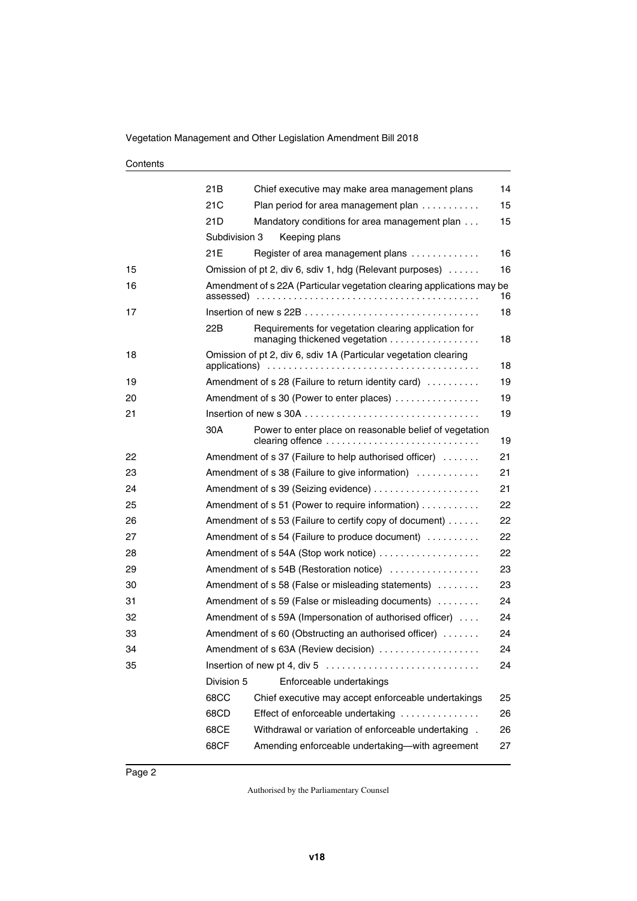| | | | |
|---|---|---|---|
| | 21B | Chief executive may make area management plans | 14 |
| | 21C | Plan period for area management plan | 15 |
| | 21D | Mandatory conditions for area management plan | 15 |
| | Subdivision 3 | Keeping plans | |
| | 21E | Register of area management plans | 16 |
| 15 | | Omission of pt 2, div 6, sdiv 1, hdg (Relevant purposes) | 16 |
| 16 | | Amendment of s 22A (Particular vegetation clearing applications may be assessed) | 16 |
| 17 | | Insertion of new s 22B | 18 |
| | 22B | Requirements for vegetation clearing application for managing thickened vegetation | 18 |
| 18 | | Omission of pt 2, div 6, sdiv 1A (Particular vegetation clearing applications) | 18 |
| 19 | | Amendment of s 28 (Failure to return identity card) | 19 |
| 20 | | Amendment of s 30 (Power to enter places) | 19 |
| 21 | | Insertion of new s 30A | 19 |
| | 30A | Power to enter place on reasonable belief of vegetation clearing offence | 19 |
| 22 | | Amendment of s 37 (Failure to help authorised officer) | 21 |
| 23 | | Amendment of s 38 (Failure to give information) | 21 |
| 24 | | Amendment of s 39 (Seizing evidence) | 21 |
| 25 | | Amendment of s 51 (Power to require information) | 22 |
| 26 | | Amendment of s 53 (Failure to certify copy of document) | 22 |
| 27 | | Amendment of s 54 (Failure to produce document) | 22 |
| 28 | | Amendment of s 54A (Stop work notice) | 22 |
| 29 | | Amendment of s 54B (Restoration notice) | 23 |
| 30 | | Amendment of s 58 (False or misleading statements) | 23 |
| 31 | | Amendment of s 59 (False or misleading documents) | 24 |
| 32 | | Amendment of s 59A (Impersonation of authorised officer) | 24 |
| 33 | | Amendment of s 60 (Obstructing an authorised officer) | 24 |
| 34 | | Amendment of s 63A (Review decision) | 24 |
| 35 | | Insertion of new pt 4, div 5 | 24 |
| | Division 5 | Enforceable undertakings | |
| | 68CC | Chief executive may accept enforceable undertakings | 25 |
| | 68CD | Effect of enforceable undertaking | 26 |
| | 68CE | Withdrawal or variation of enforceable undertaking | 26 |
| | 68CF | Amending enforceable undertaking—with agreement | 27 |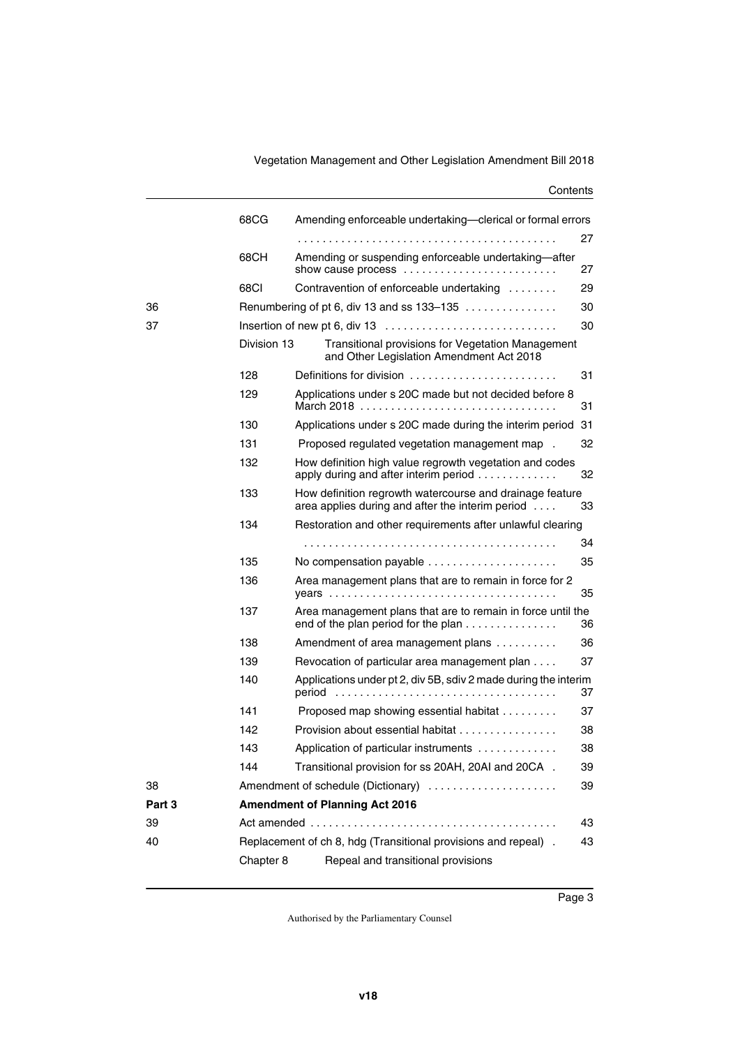| | | | |
|---|---|---|---|
| | 68CG | Amending enforceable undertaking—clerical or formal errors | 27 |
| | 68CH | Amending or suspending enforceable undertaking—after show cause process | 27 |
| | 68CI | Contravention of enforceable undertaking | 29 |
| 36 | | Renumbering of pt 6, div 13 and ss 133–135 | 30 |
| 37 | | Insertion of new pt 6, div 13 | 30 |
| | Division 13 | Transitional provisions for Vegetation Management and Other Legislation Amendment Act 2018 | |
| | 128 | Definitions for division | 31 |
| | 129 | Applications under s 20C made but not decided before 8 March 2018 | 31 |
| | 130 | Applications under s 20C made during the interim period | 31 |
| | 131 | Proposed regulated vegetation management map | 32 |
| | 132 | How definition high value regrowth vegetation and codes apply during and after interim period | 32 |
| | 133 | How definition regrowth watercourse and drainage feature area applies during and after the interim period | 33 |
| | 134 | Restoration and other requirements after unlawful clearing | 34 |
| | 135 | No compensation payable | 35 |
| | 136 | Area management plans that are to remain in force for 2 years | 35 |
| | 137 | Area management plans that are to remain in force until the end of the plan period for the plan | 36 |
| | 138 | Amendment of area management plans | 36 |
| | 139 | Revocation of particular area management plan | 37 |
| | 140 | Applications under pt 2, div 5B, sdiv 2 made during the interim period | 37 |
| | 141 | Proposed map showing essential habitat | 37 |
| | 142 | Provision about essential habitat | 38 |
| | 143 | Application of particular instruments | 38 |
| | 144 | Transitional provision for ss 20AH, 20AI and 20CA | 39 |
| 38 | | Amendment of schedule (Dictionary) | 39 |
| **Part 3** | | **Amendment of Planning Act 2016** | |
| 39 | | Act amended | 43 |
| 40 | | Replacement of ch 8, hdg (Transitional provisions and repeal) | 43 |
| | Chapter 8 | Repeal and transitional provisions | |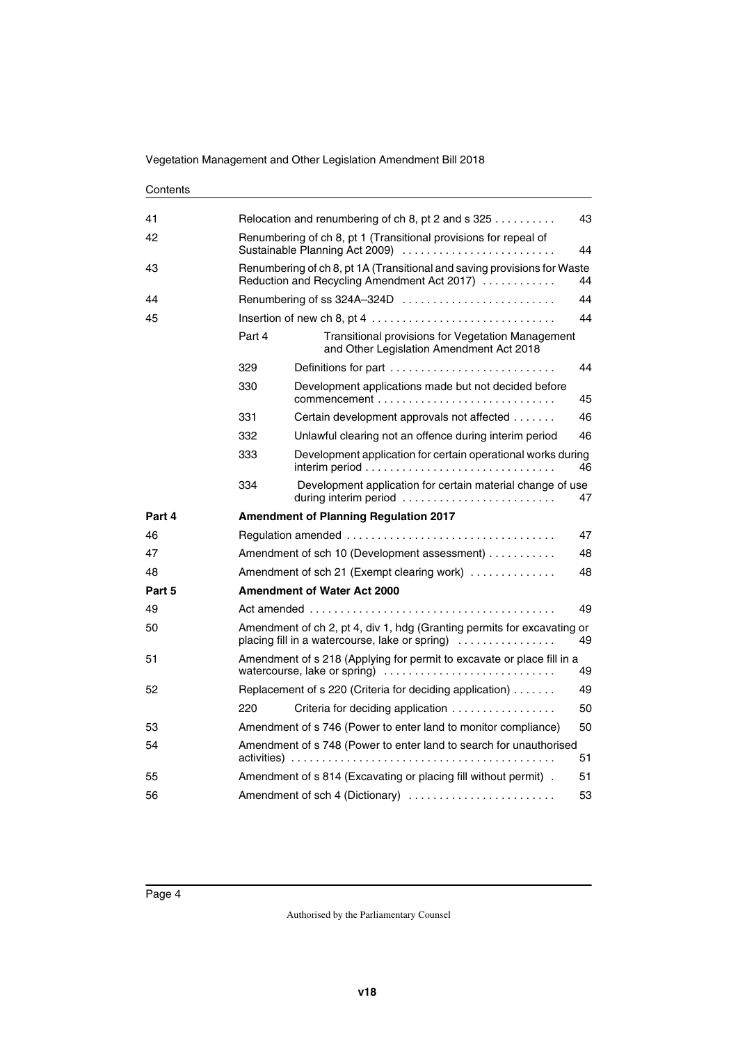| | | | |
|---|---|---|---|
| 41 | Relocation and renumbering of ch 8, pt 2 and s 325 | | 43 |
| 42 | Renumbering of ch 8, pt 1 (Transitional provisions for repeal of Sustainable Planning Act 2009) | | 44 |
| 43 | Renumbering of ch 8, pt 1A (Transitional and saving provisions for Waste Reduction and Recycling Amendment Act 2017) | | 44 |
| 44 | Renumbering of ss 324A–324D | | 44 |
| 45 | Insertion of new ch 8, pt 4 | | 44 |
| | Part 4 | Transitional provisions for Vegetation Management and Other Legislation Amendment Act 2018 | |
| | 329 | Definitions for part | 44 |
| | 330 | Development applications made but not decided before commencement | 45 |
| | 331 | Certain development approvals not affected | 46 |
| | 332 | Unlawful clearing not an offence during interim period | 46 |
| | 333 | Development application for certain operational works during interim period | 46 |
| | 334 | Development application for certain material change of use during interim period | 47 |
| **Part 4** | **Amendment of Planning Regulation 2017** | | |
| 46 | Regulation amended | | 47 |
| 47 | Amendment of sch 10 (Development assessment) | | 48 |
| 48 | Amendment of sch 21 (Exempt clearing work) | | 48 |
| **Part 5** | **Amendment of Water Act 2000** | | |
| 49 | Act amended | | 49 |
| 50 | Amendment of ch 2, pt 4, div 1, hdg (Granting permits for excavating or placing fill in a watercourse, lake or spring) | | 49 |
| 51 | Amendment of s 218 (Applying for permit to excavate or place fill in a watercourse, lake or spring) | | 49 |
| 52 | Replacement of s 220 (Criteria for deciding application) | | 49 |
| | 220 | Criteria for deciding application | 50 |
| 53 | Amendment of s 746 (Power to enter land to monitor compliance) | | 50 |
| 54 | Amendment of s 748 (Power to enter land to search for unauthorised activities) | | 51 |
| 55 | Amendment of s 814 (Excavating or placing fill without permit) | | 51 |
| 56 | Amendment of sch 4 (Dictionary) | | 53 |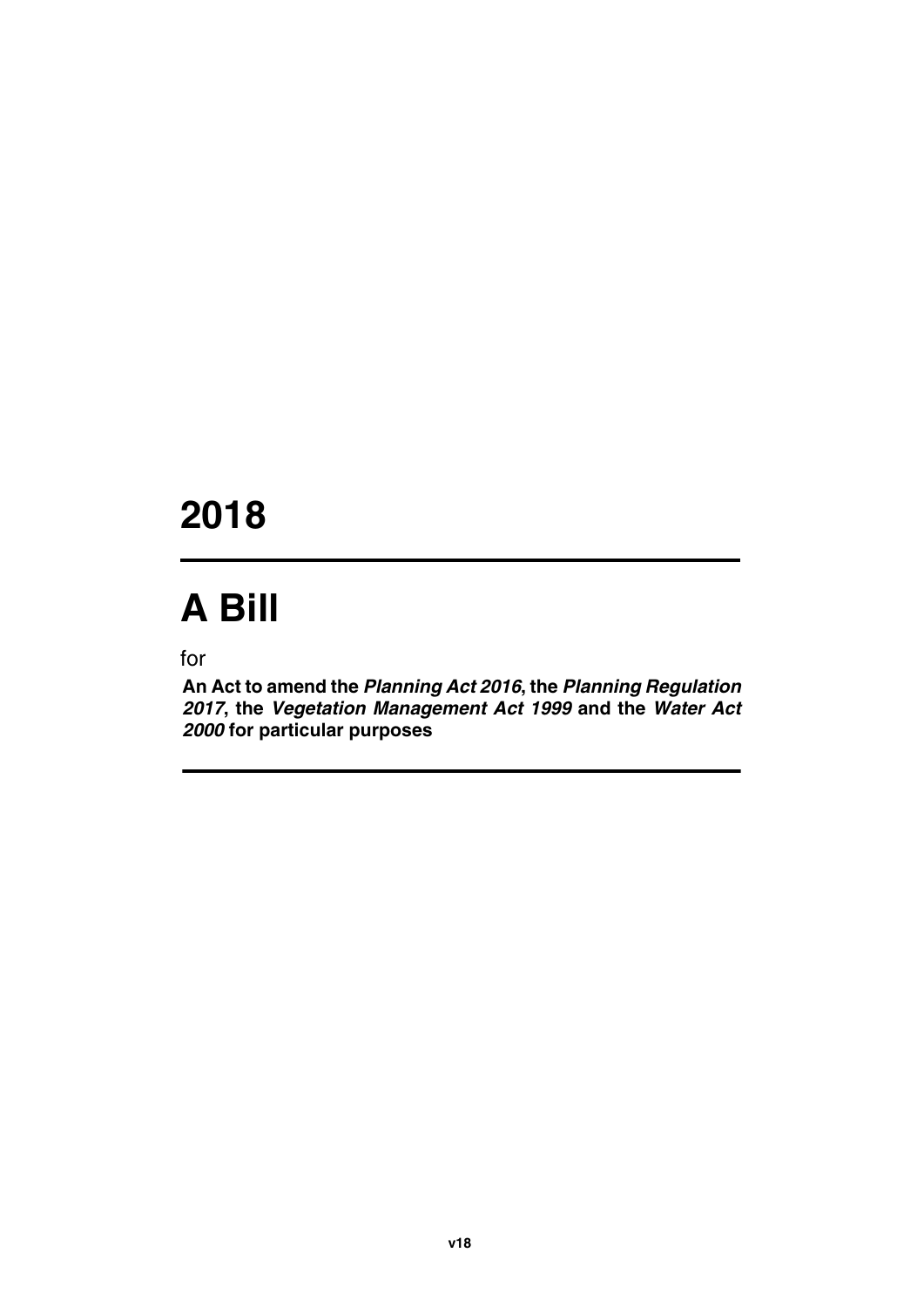# 2018

# A Bill

for

**An Act to amend the *Planning Act 2016*, the *Planning Regulation 2017*, the *Vegetation Management Act 1999* and the *Water Act 2000* for particular purposes**

**v18**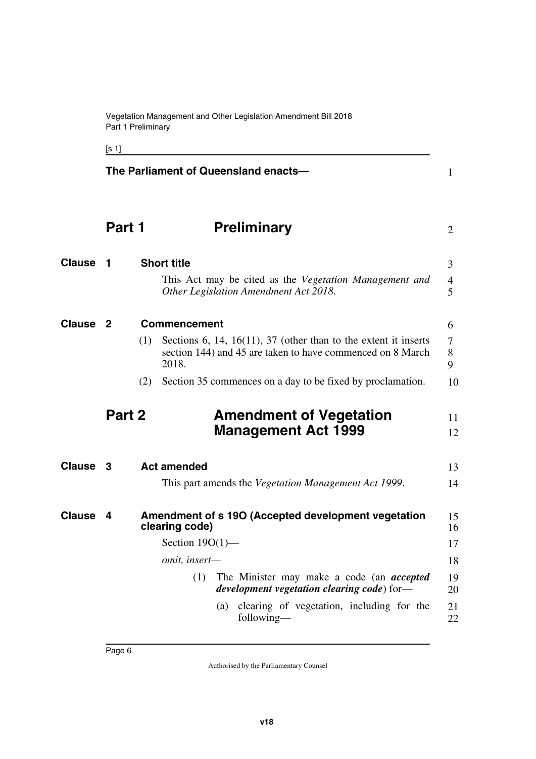**The Parliament of Queensland enacts—**

# Part 1 Preliminary

## Clause 1 Short title

This Act may be cited as the *Vegetation Management and Other Legislation Amendment Act 2018*.

## Clause 2 Commencement

(1) Sections 6, 14, 16(11), 37 (other than to the extent it inserts section 144) and 45 are taken to have commenced on 8 March 2018.

(2) Section 35 commences on a day to be fixed by proclamation.

# Part 2 Amendment of Vegetation Management Act 1999

## Clause 3 Act amended

This part amends the *Vegetation Management Act 1999*.

## Clause 4 Amendment of s 19O (Accepted development vegetation clearing code)

Section 19O(1)—

*omit, insert—*

> (1) The Minister may make a code (an ***accepted development vegetation clearing code***) for—
>
> (a) clearing of vegetation, including for the following—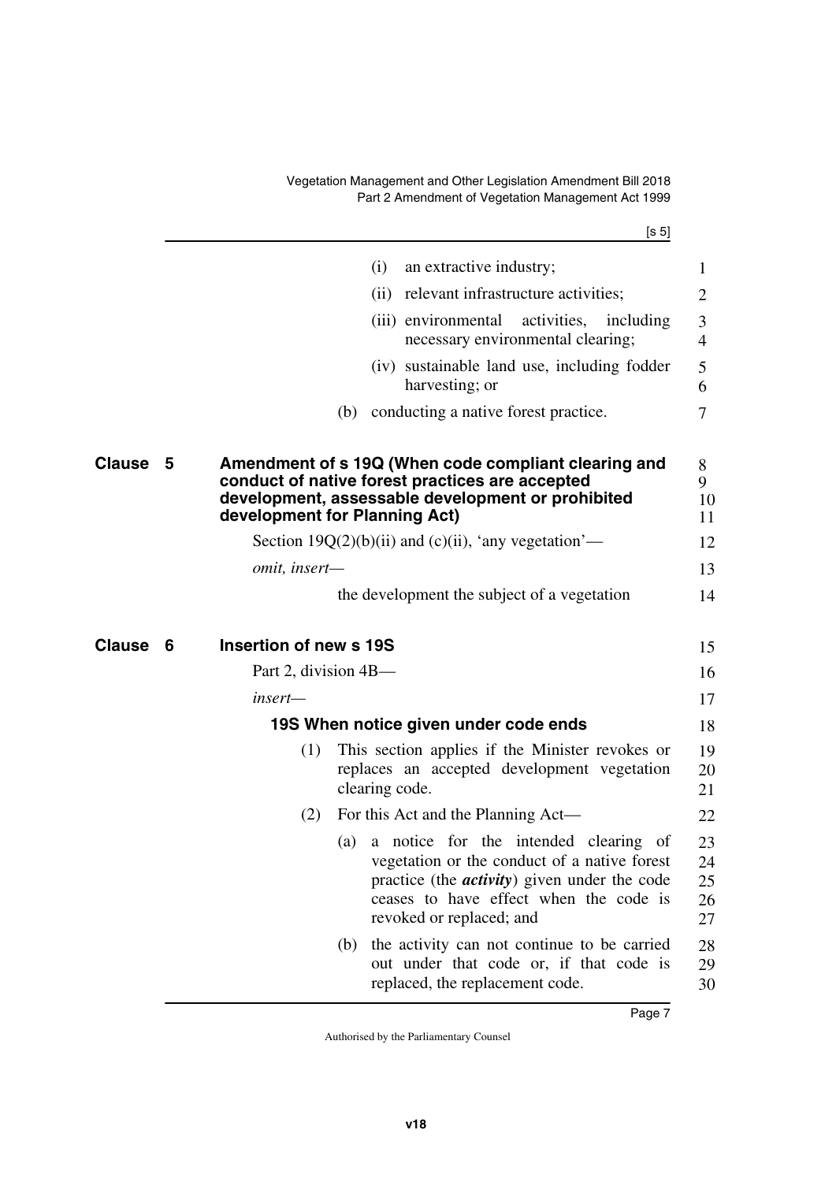(i) an extractive industry;

(ii) relevant infrastructure activities;

(iii) environmental activities, including necessary environmental clearing;

(iv) sustainable land use, including fodder harvesting; or

(b) conducting a native forest practice.

## Clause 5 Amendment of s 19Q (When code compliant clearing and conduct of native forest practices are accepted development, assessable development or prohibited development for Planning Act)

Section 19Q(2)(b)(ii) and (c)(ii), 'any vegetation'—

*omit, insert—*

the development the subject of a vegetation

## Clause 6 Insertion of new s 19S

Part 2, division 4B—

*insert—*

### 19S When notice given under code ends

(1) This section applies if the Minister revokes or replaces an accepted development vegetation clearing code.

(2) For this Act and the Planning Act—

(a) a notice for the intended clearing of vegetation or the conduct of a native forest practice (the ***activity***) given under the code ceases to have effect when the code is revoked or replaced; and

(b) the activity can not continue to be carried out under that code or, if that code is replaced, the replacement code.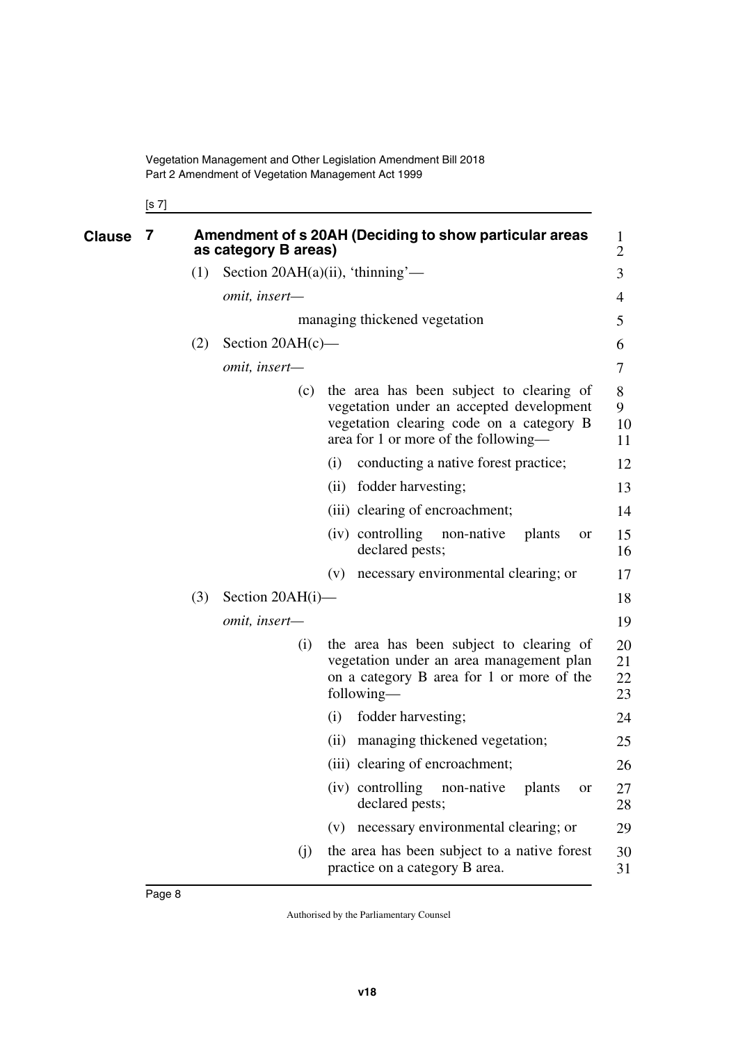## Clause 7 Amendment of s 20AH (Deciding to show particular areas as category B areas)

(1) Section 20AH(a)(ii), 'thinning'—

*omit, insert—*

managing thickened vegetation

(2) Section 20AH(c)—

*omit, insert—*

(c) the area has been subject to clearing of vegetation under an accepted development vegetation clearing code on a category B area for 1 or more of the following—

(i) conducting a native forest practice;

(ii) fodder harvesting;

(iii) clearing of encroachment;

(iv) controlling non-native plants or declared pests;

(v) necessary environmental clearing; or

(3) Section 20AH(i)—

*omit, insert—*

(i) the area has been subject to clearing of vegetation under an area management plan on a category B area for 1 or more of the following—

(i) fodder harvesting;

(ii) managing thickened vegetation;

(iii) clearing of encroachment;

(iv) controlling non-native plants or declared pests;

(v) necessary environmental clearing; or

(j) the area has been subject to a native forest practice on a category B area.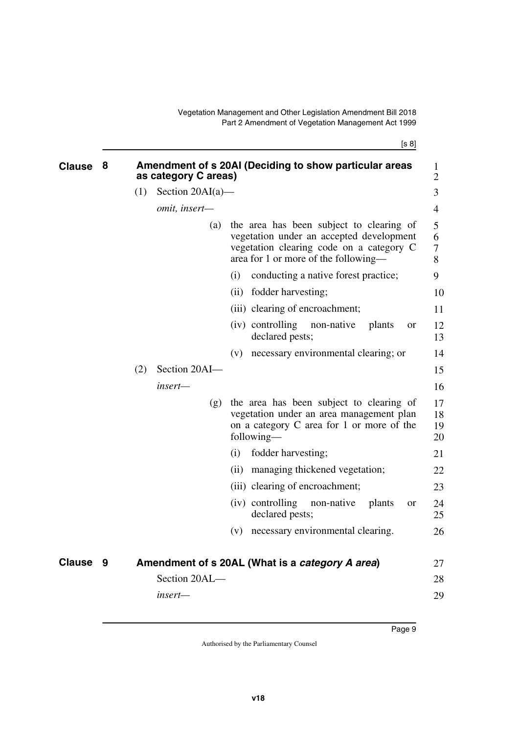## Clause 8 Amendment of s 20AI (Deciding to show particular areas as category C areas)

(1) Section 20AI(a)—

*omit, insert—*

(a) the area has been subject to clearing of vegetation under an accepted development vegetation clearing code on a category C area for 1 or more of the following—

(i) conducting a native forest practice;

(ii) fodder harvesting;

(iii) clearing of encroachment;

(iv) controlling non-native plants or declared pests;

(v) necessary environmental clearing; or

(2) Section 20AI—

*insert—*

(g) the area has been subject to clearing of vegetation under an area management plan on a category C area for 1 or more of the following—

(i) fodder harvesting;

(ii) managing thickened vegetation;

(iii) clearing of encroachment;

(iv) controlling non-native plants or declared pests;

(v) necessary environmental clearing.

## Clause 9 Amendment of s 20AL (What is a *category A area*)

Section 20AL—

*insert—*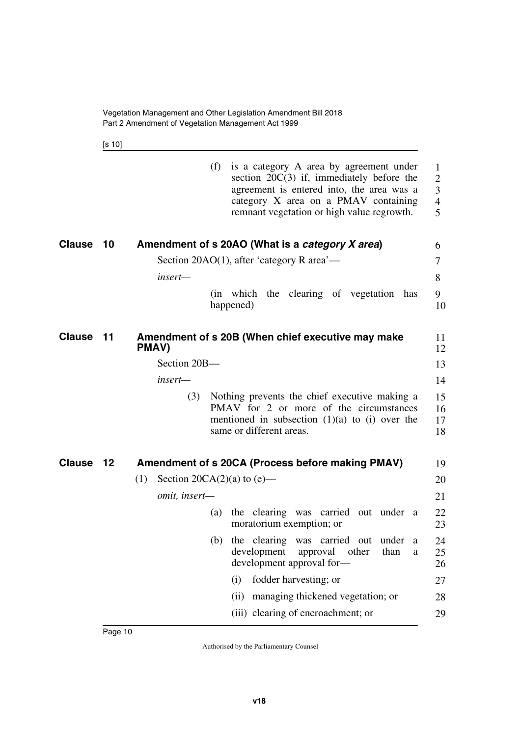(f) is a category A area by agreement under section 20C(3) if, immediately before the agreement is entered into, the area was a category X area on a PMAV containing remnant vegetation or high value regrowth.

## Clause 10 Amendment of s 20AO (What is a *category X area*)

Section 20AO(1), after 'category R area'—

*insert*—

(in which the clearing of vegetation has happened)

## Clause 11 Amendment of s 20B (When chief executive may make PMAV)

Section 20B—

*insert*—

(3) Nothing prevents the chief executive making a PMAV for 2 or more of the circumstances mentioned in subsection (1)(a) to (i) over the same or different areas.

## Clause 12 Amendment of s 20CA (Process before making PMAV)

(1) Section 20CA(2)(a) to (e)—

*omit, insert*—

(a) the clearing was carried out under a moratorium exemption; or

(b) the clearing was carried out under a development approval other than a development approval for—

(i) fodder harvesting; or

(ii) managing thickened vegetation; or

(iii) clearing of encroachment; or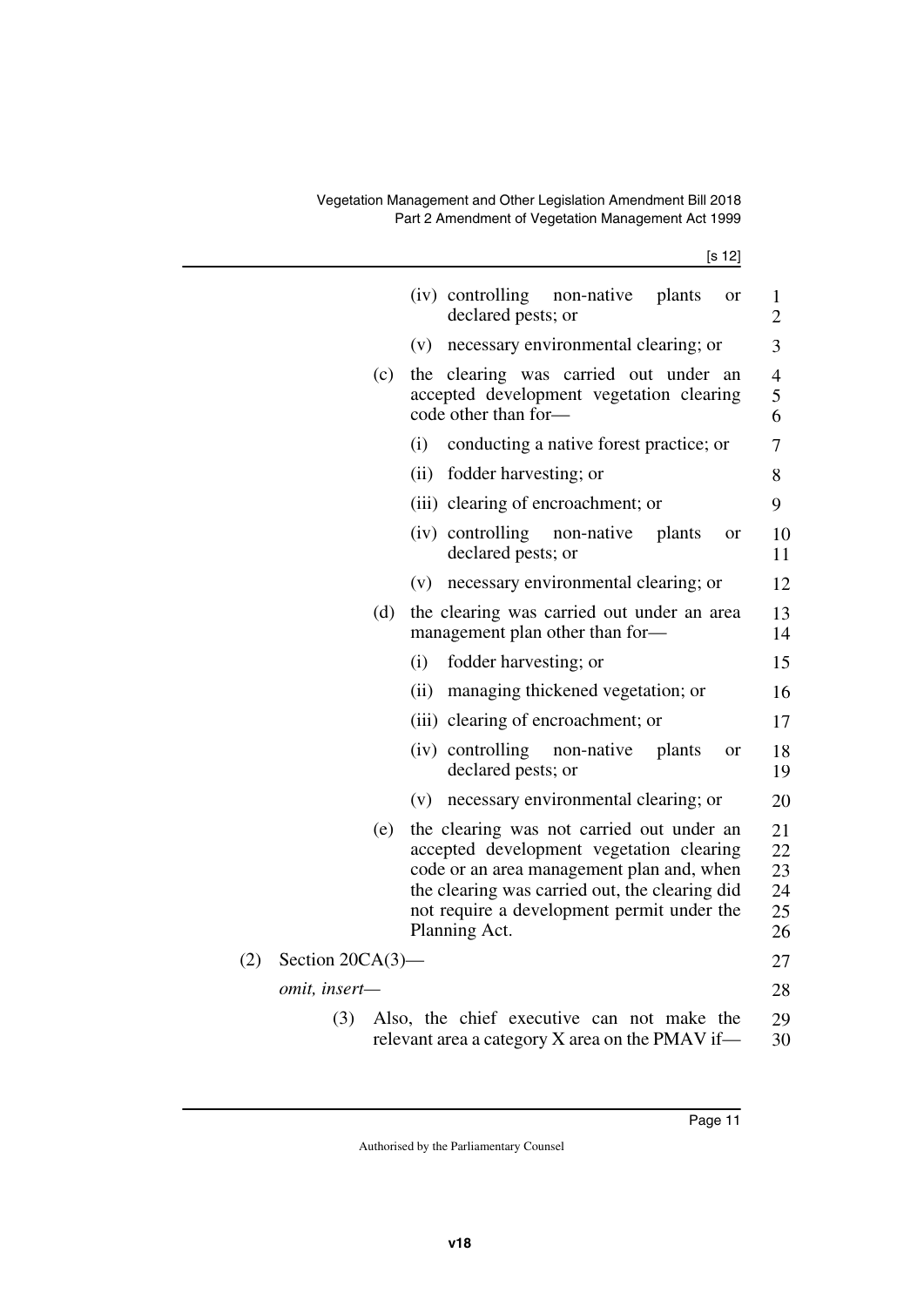(iv) controlling non-native plants or declared pests; or

(v) necessary environmental clearing; or

(c) the clearing was carried out under an accepted development vegetation clearing code other than for—

(i) conducting a native forest practice; or

(ii) fodder harvesting; or

(iii) clearing of encroachment; or

(iv) controlling non-native plants or declared pests; or

(v) necessary environmental clearing; or

(d) the clearing was carried out under an area management plan other than for—

(i) fodder harvesting; or

(ii) managing thickened vegetation; or

(iii) clearing of encroachment; or

(iv) controlling non-native plants or declared pests; or

(v) necessary environmental clearing; or

(e) the clearing was not carried out under an accepted development vegetation clearing code or an area management plan and, when the clearing was carried out, the clearing did not require a development permit under the Planning Act.

(2) Section 20CA(3)—

*omit, insert—*

(3) Also, the chief executive can not make the relevant area a category X area on the PMAV if—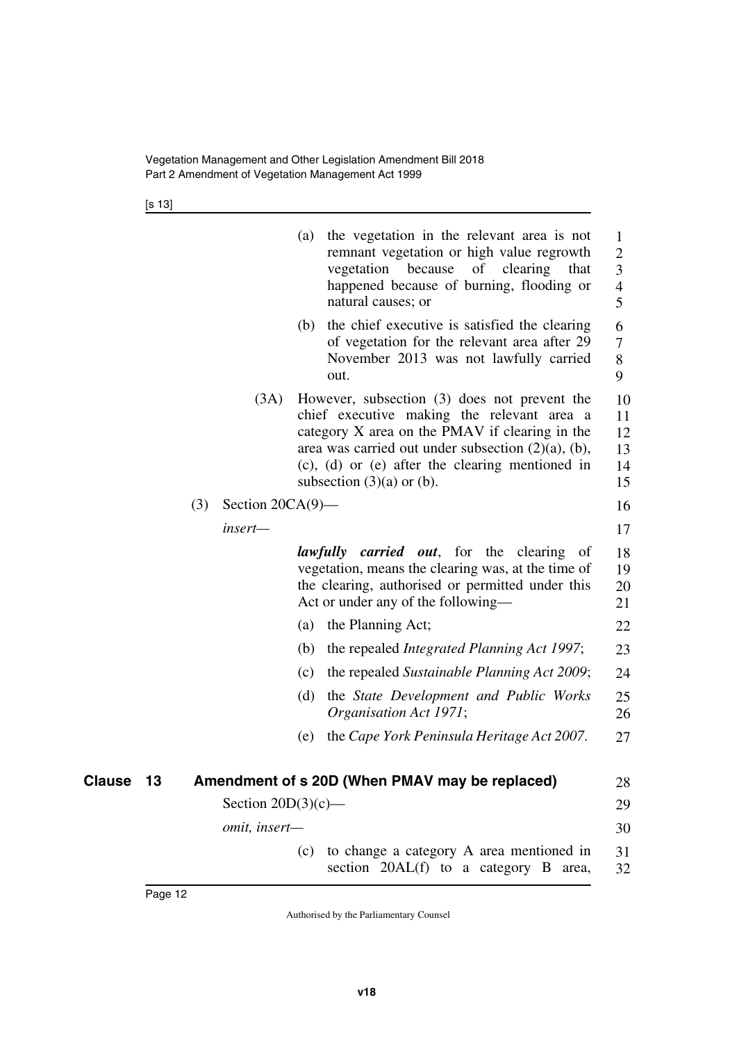(a) the vegetation in the relevant area is not remnant vegetation or high value regrowth vegetation because of clearing that happened because of burning, flooding or natural causes; or

(b) the chief executive is satisfied the clearing of vegetation for the relevant area after 29 November 2013 was not lawfully carried out.

(3A) However, subsection (3) does not prevent the chief executive making the relevant area a category X area on the PMAV if clearing in the area was carried out under subsection (2)(a), (b), (c), (d) or (e) after the clearing mentioned in subsection (3)(a) or (b).

(3) Section 20CA(9)—

*insert—*

***lawfully carried out***, for the clearing of vegetation, means the clearing was, at the time of the clearing, authorised or permitted under this Act or under any of the following—

(a) the Planning Act;

(b) the repealed *Integrated Planning Act 1997*;

(c) the repealed *Sustainable Planning Act 2009*;

(d) the *State Development and Public Works Organisation Act 1971*;

(e) the *Cape York Peninsula Heritage Act 2007*.

## Clause 13 Amendment of s 20D (When PMAV may be replaced)

Section 20D(3)(c)—

*omit, insert—*

(c) to change a category A area mentioned in section 20AL(f) to a category B area,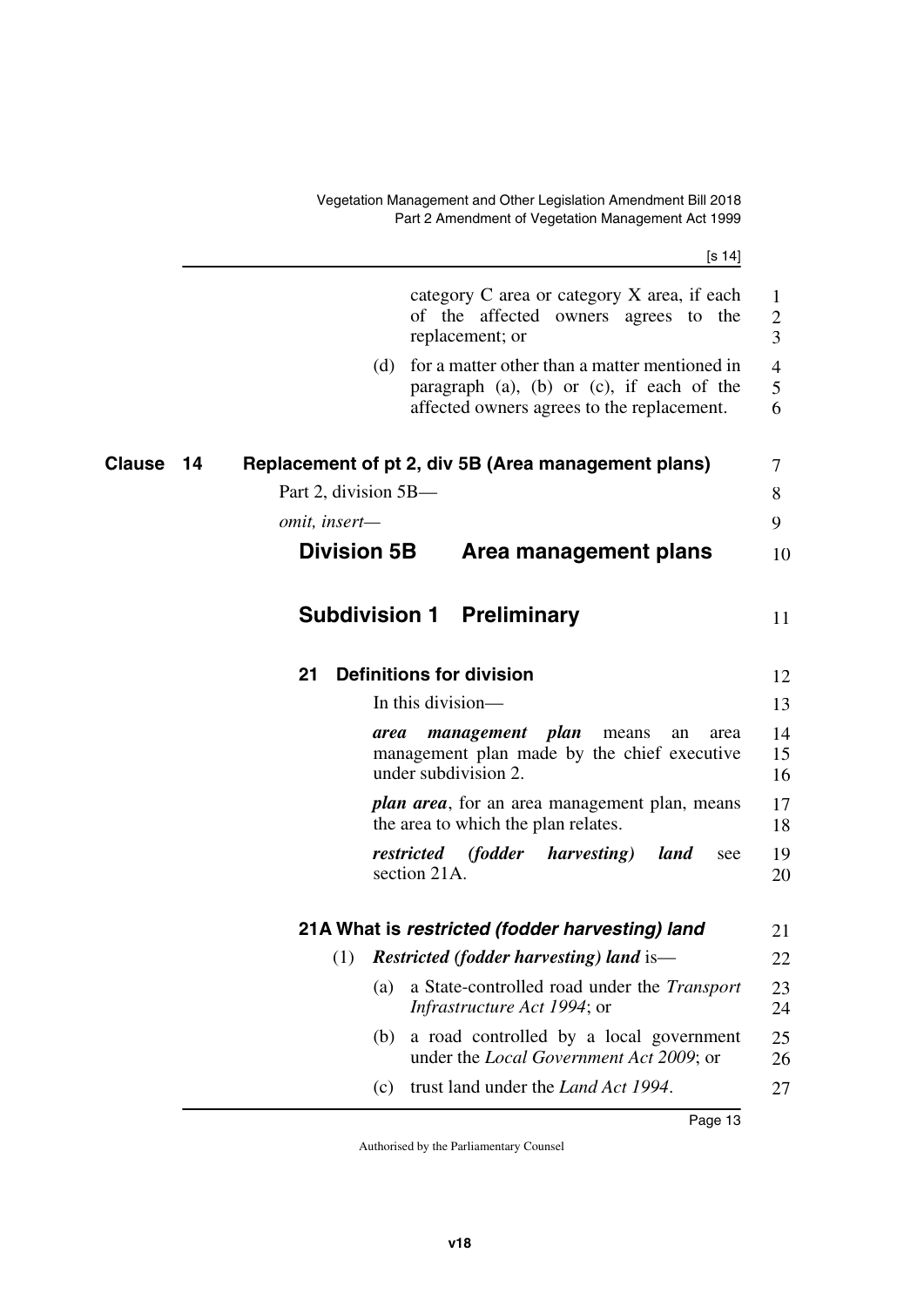category C area or category X area, if each of the affected owners agrees to the replacement; or

(d) for a matter other than a matter mentioned in paragraph (a), (b) or (c), if each of the affected owners agrees to the replacement.

## Clause 14 Replacement of pt 2, div 5B (Area management plans)

Part 2, division 5B—

*omit, insert—*

### Division 5B Area management plans

#### Subdivision 1 Preliminary

**21 Definitions for division**

In this division—

***area management plan*** means an area management plan made by the chief executive under subdivision 2.

***plan area***, for an area management plan, means the area to which the plan relates.

***restricted (fodder harvesting) land*** see section 21A.

**21A What is *restricted (fodder harvesting) land***

(1) ***Restricted (fodder harvesting) land*** is—

(a) a State-controlled road under the *Transport Infrastructure Act 1994*; or

(b) a road controlled by a local government under the *Local Government Act 2009*; or

(c) trust land under the *Land Act 1994*.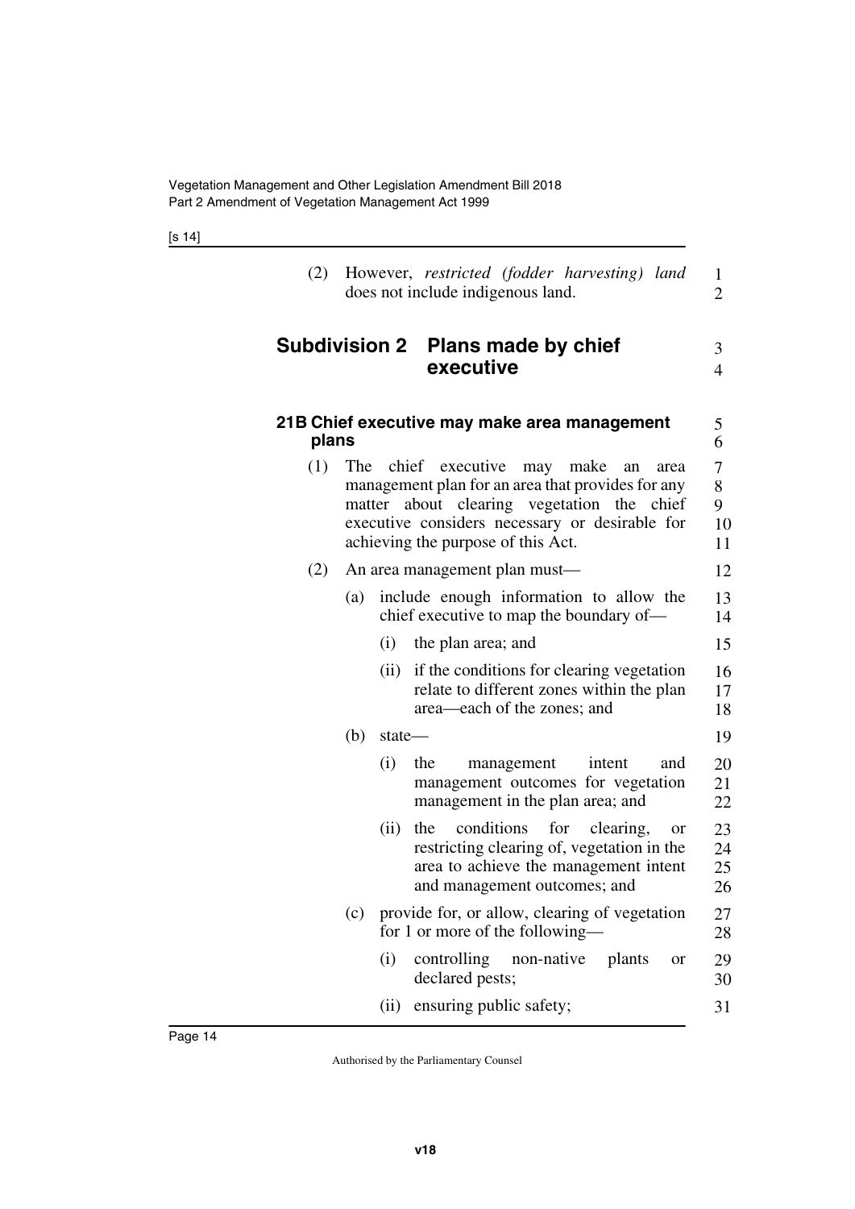(2) However, *restricted (fodder harvesting) land* does not include indigenous land.

## Subdivision 2 Plans made by chief executive

### 21B Chief executive may make area management plans

(1) The chief executive may make an area management plan for an area that provides for any matter about clearing vegetation the chief executive considers necessary or desirable for achieving the purpose of this Act.

(2) An area management plan must—

(a) include enough information to allow the chief executive to map the boundary of—

(i) the plan area; and

(ii) if the conditions for clearing vegetation relate to different zones within the plan area—each of the zones; and

(b) state—

(i) the management intent and management outcomes for vegetation management in the plan area; and

(ii) the conditions for clearing, or restricting clearing of, vegetation in the area to achieve the management intent and management outcomes; and

(c) provide for, or allow, clearing of vegetation for 1 or more of the following—

(i) controlling non-native plants or declared pests;

(ii) ensuring public safety;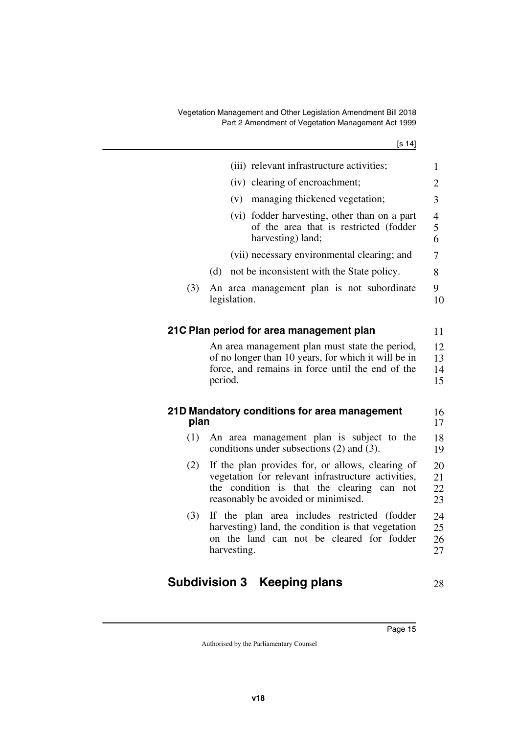(iii) relevant infrastructure activities;

(iv) clearing of encroachment;

(v) managing thickened vegetation;

(vi) fodder harvesting, other than on a part of the area that is restricted (fodder harvesting) land;

(vii) necessary environmental clearing; and

(d) not be inconsistent with the State policy.

(3) An area management plan is not subordinate legislation.

### 21C Plan period for area management plan

An area management plan must state the period, of no longer than 10 years, for which it will be in force, and remains in force until the end of the period.

### 21D Mandatory conditions for area management plan

(1) An area management plan is subject to the conditions under subsections (2) and (3).

(2) If the plan provides for, or allows, clearing of vegetation for relevant infrastructure activities, the condition is that the clearing can not reasonably be avoided or minimised.

(3) If the plan area includes restricted (fodder harvesting) land, the condition is that vegetation on the land can not be cleared for fodder harvesting.

## Subdivision 3 Keeping plans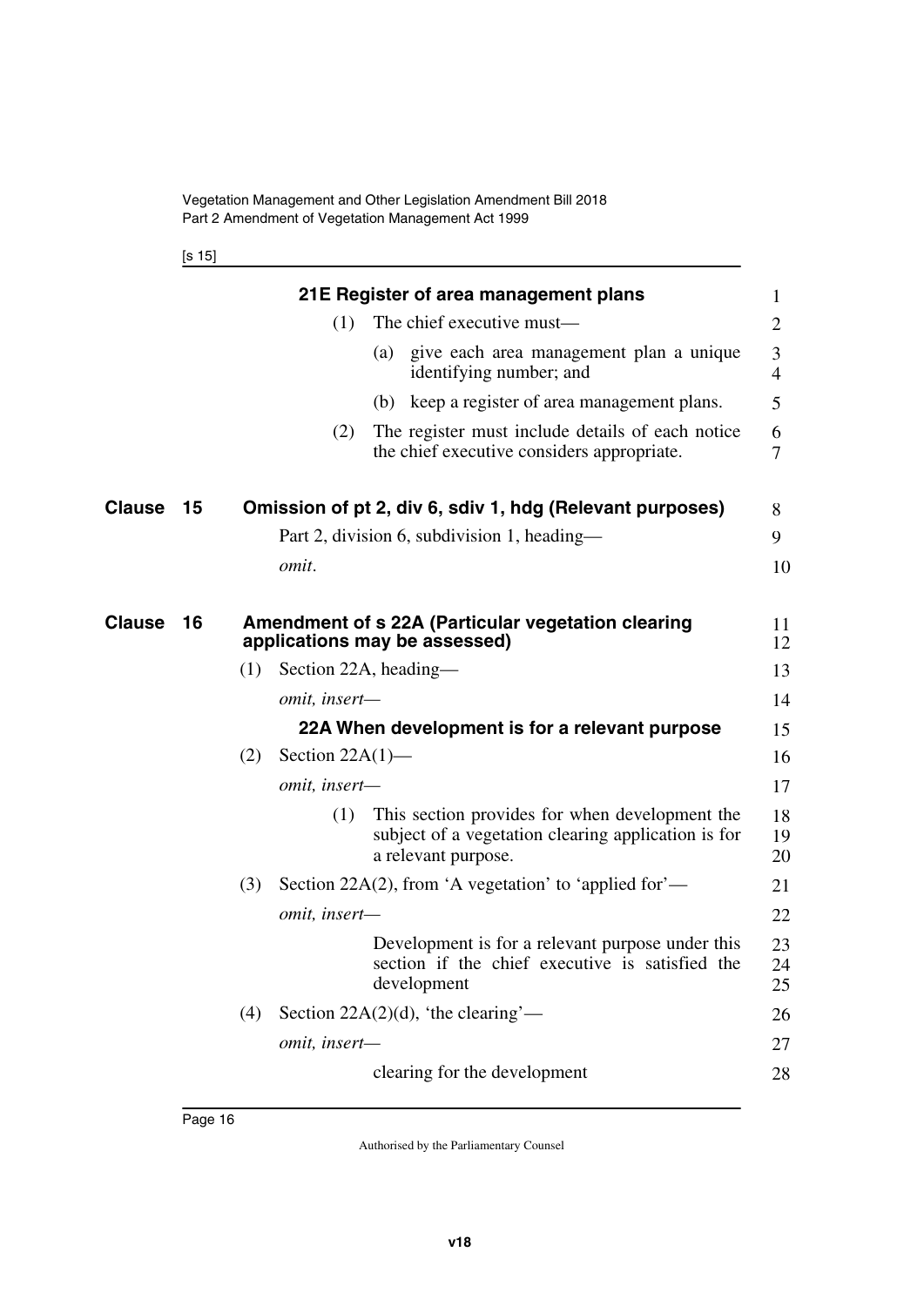#### 21E Register of area management plans

(1) The chief executive must—

(a) give each area management plan a unique identifying number; and

(b) keep a register of area management plans.

(2) The register must include details of each notice the chief executive considers appropriate.

## Clause 15 Omission of pt 2, div 6, sdiv 1, hdg (Relevant purposes)

Part 2, division 6, subdivision 1, heading—

*omit.*

## Clause 16 Amendment of s 22A (Particular vegetation clearing applications may be assessed)

(1) Section 22A, heading—

*omit, insert—*

#### 22A When development is for a relevant purpose

(2) Section 22A(1)—

*omit, insert—*

(1) This section provides for when development the subject of a vegetation clearing application is for a relevant purpose.

(3) Section 22A(2), from 'A vegetation' to 'applied for'—

*omit, insert—*

Development is for a relevant purpose under this section if the chief executive is satisfied the development

(4) Section 22A(2)(d), 'the clearing'—

*omit, insert—*

clearing for the development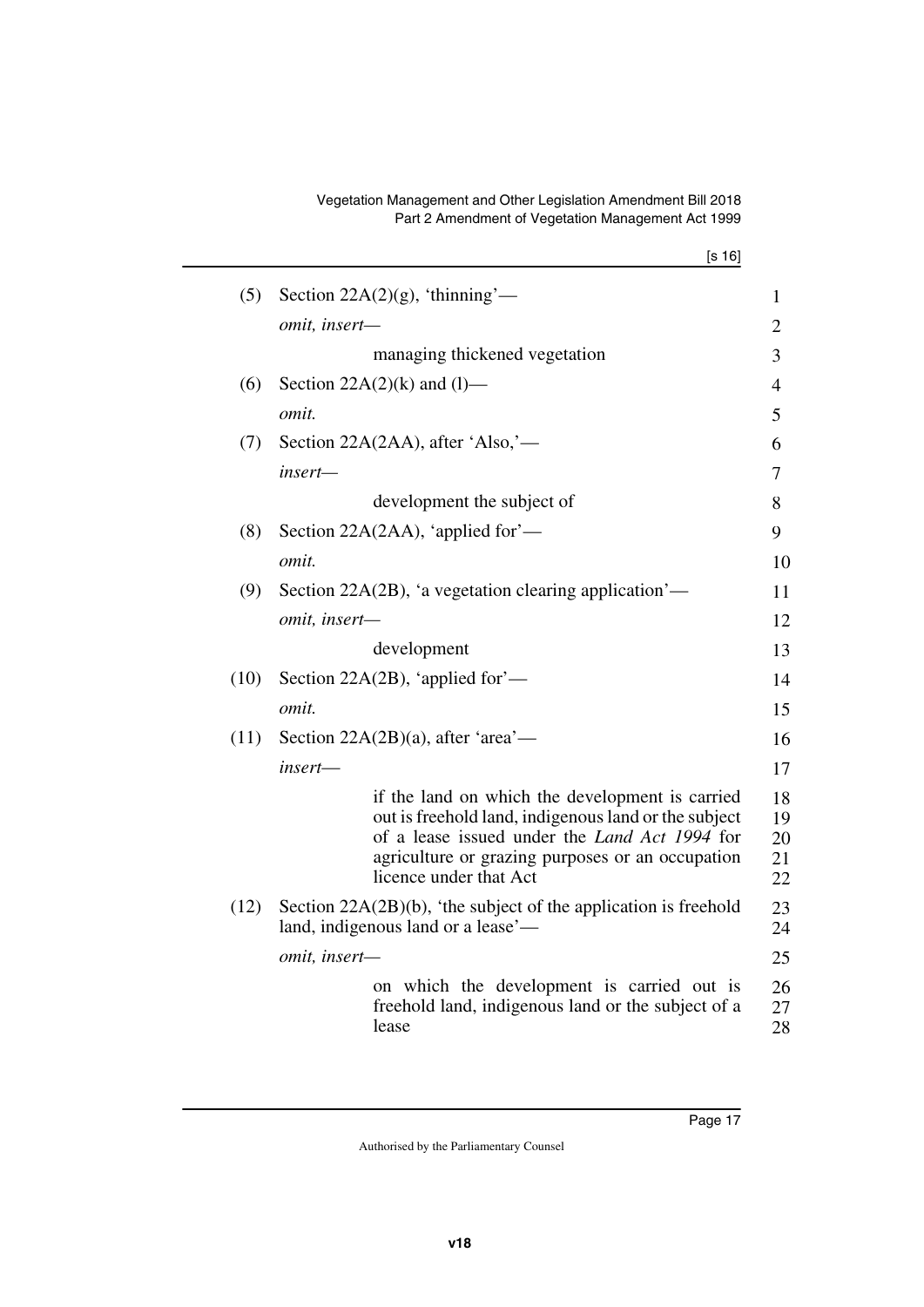(5) Section 22A(2)(g), 'thinning'—

*omit, insert—*

managing thickened vegetation

(6) Section 22A(2)(k) and (l)—

*omit.*

(7) Section 22A(2AA), after 'Also,'—

*insert—*

development the subject of

(8) Section 22A(2AA), 'applied for'—

*omit.*

(9) Section 22A(2B), 'a vegetation clearing application'—

*omit, insert—*

development

(10) Section 22A(2B), 'applied for'—

*omit.*

(11) Section 22A(2B)(a), after 'area'—

*insert—*

if the land on which the development is carried out is freehold land, indigenous land or the subject of a lease issued under the *Land Act 1994* for agriculture or grazing purposes or an occupation licence under that Act

(12) Section 22A(2B)(b), 'the subject of the application is freehold land, indigenous land or a lease'—

*omit, insert—*

on which the development is carried out is freehold land, indigenous land or the subject of a lease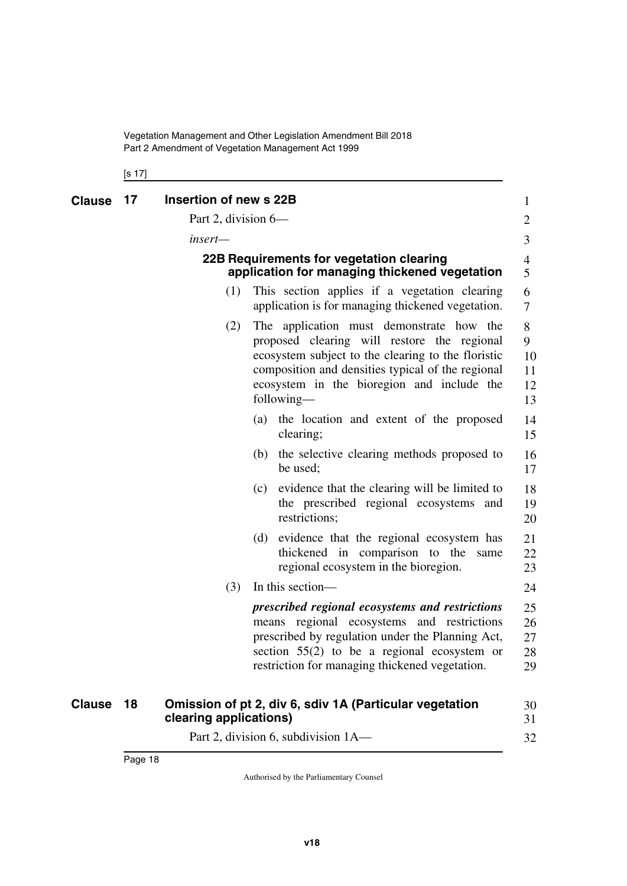## Clause 17 Insertion of new s 22B

Part 2, division 6—

*insert*—

### 22B Requirements for vegetation clearing application for managing thickened vegetation

(1) This section applies if a vegetation clearing application is for managing thickened vegetation.

(2) The application must demonstrate how the proposed clearing will restore the regional ecosystem subject to the clearing to the floristic composition and densities typical of the regional ecosystem in the bioregion and include the following—

(a) the location and extent of the proposed clearing;

(b) the selective clearing methods proposed to be used;

(c) evidence that the clearing will be limited to the prescribed regional ecosystems and restrictions;

(d) evidence that the regional ecosystem has thickened in comparison to the same regional ecosystem in the bioregion.

(3) In this section—

***prescribed regional ecosystems and restrictions*** means regional ecosystems and restrictions prescribed by regulation under the Planning Act, section 55(2) to be a regional ecosystem or restriction for managing thickened vegetation.

## Clause 18 Omission of pt 2, div 6, sdiv 1A (Particular vegetation clearing applications)

Part 2, division 6, subdivision 1A—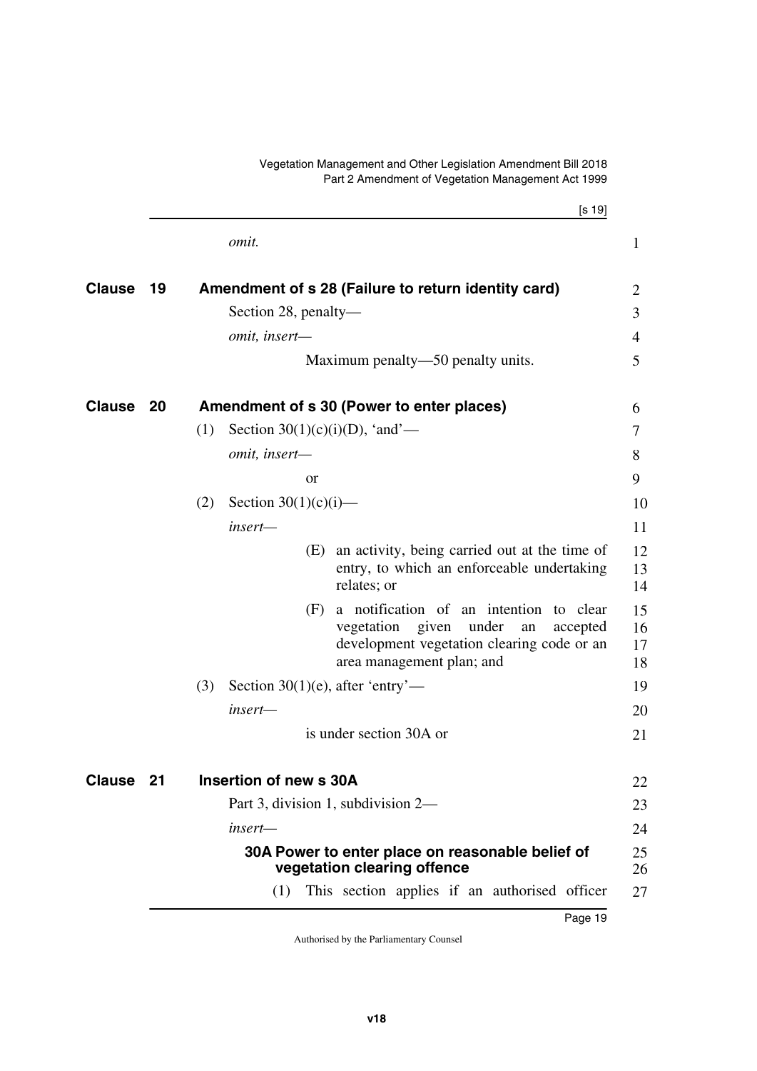*omit.*

## Clause 19 Amendment of s 28 (Failure to return identity card)

Section 28, penalty—

*omit, insert—*

Maximum penalty—50 penalty units.

## Clause 20 Amendment of s 30 (Power to enter places)

(1) Section 30(1)(c)(i)(D), 'and'—

*omit, insert—*

or

(2) Section 30(1)(c)(i)—

*insert—*

(E) an activity, being carried out at the time of entry, to which an enforceable undertaking relates; or

(F) a notification of an intention to clear vegetation given under an accepted development vegetation clearing code or an area management plan; and

(3) Section 30(1)(e), after 'entry'—

*insert—*

is under section 30A or

## Clause 21 Insertion of new s 30A

Part 3, division 1, subdivision 2—

*insert—*

**30A Power to enter place on reasonable belief of vegetation clearing offence**

(1) This section applies if an authorised officer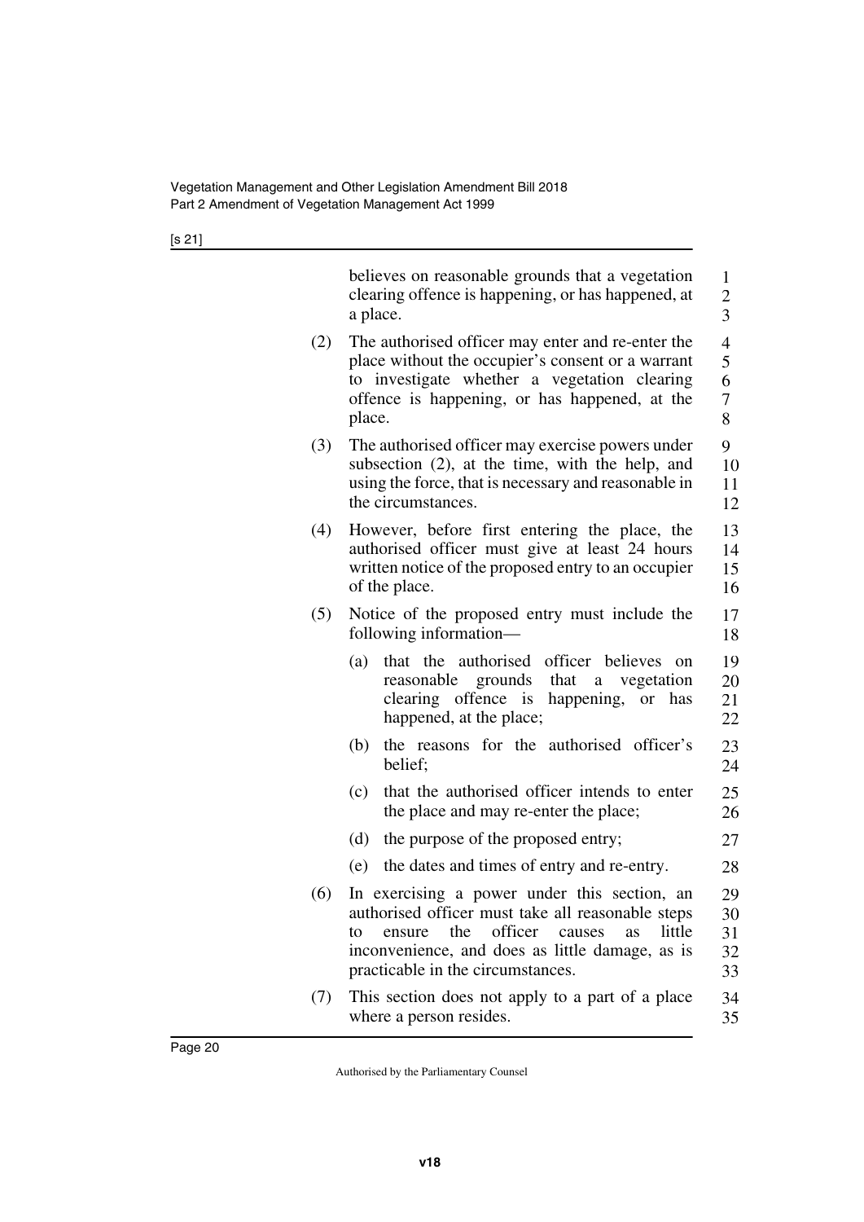believes on reasonable grounds that a vegetation clearing offence is happening, or has happened, at a place.

(2) The authorised officer may enter and re-enter the place without the occupier's consent or a warrant to investigate whether a vegetation clearing offence is happening, or has happened, at the place.

(3) The authorised officer may exercise powers under subsection (2), at the time, with the help, and using the force, that is necessary and reasonable in the circumstances.

(4) However, before first entering the place, the authorised officer must give at least 24 hours written notice of the proposed entry to an occupier of the place.

(5) Notice of the proposed entry must include the following information—

(a) that the authorised officer believes on reasonable grounds that a vegetation clearing offence is happening, or has happened, at the place;

(b) the reasons for the authorised officer's belief;

(c) that the authorised officer intends to enter the place and may re-enter the place;

(d) the purpose of the proposed entry;

(e) the dates and times of entry and re-entry.

(6) In exercising a power under this section, an authorised officer must take all reasonable steps to ensure the officer causes as little inconvenience, and does as little damage, as is practicable in the circumstances.

(7) This section does not apply to a part of a place where a person resides.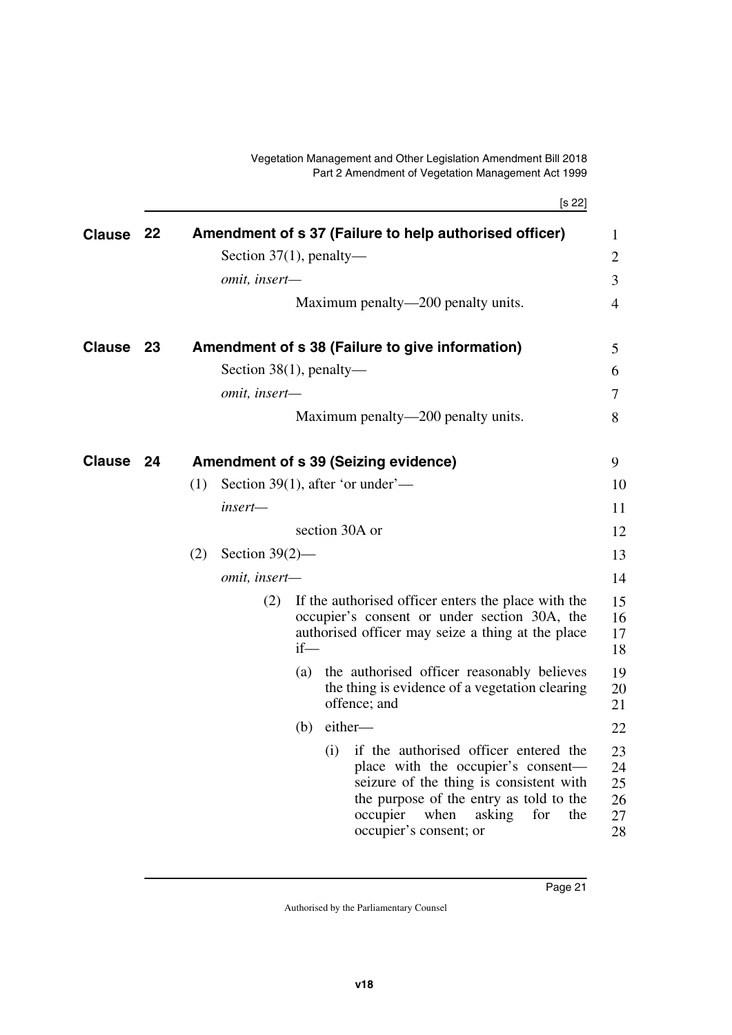## Clause 22 Amendment of s 37 (Failure to help authorised officer)

Section 37(1), penalty—

*omit, insert—*

Maximum penalty—200 penalty units.

## Clause 23 Amendment of s 38 (Failure to give information)

Section 38(1), penalty—

*omit, insert—*

Maximum penalty—200 penalty units.

## Clause 24 Amendment of s 39 (Seizing evidence)

(1) Section 39(1), after 'or under'—

*insert—*

section 30A or

(2) Section 39(2)—

*omit, insert—*

(2) If the authorised officer enters the place with the occupier's consent or under section 30A, the authorised officer may seize a thing at the place if—

(a) the authorised officer reasonably believes the thing is evidence of a vegetation clearing offence; and

(b) either—

(i) if the authorised officer entered the place with the occupier's consent—seizure of the thing is consistent with the purpose of the entry as told to the occupier when asking for the occupier's consent; or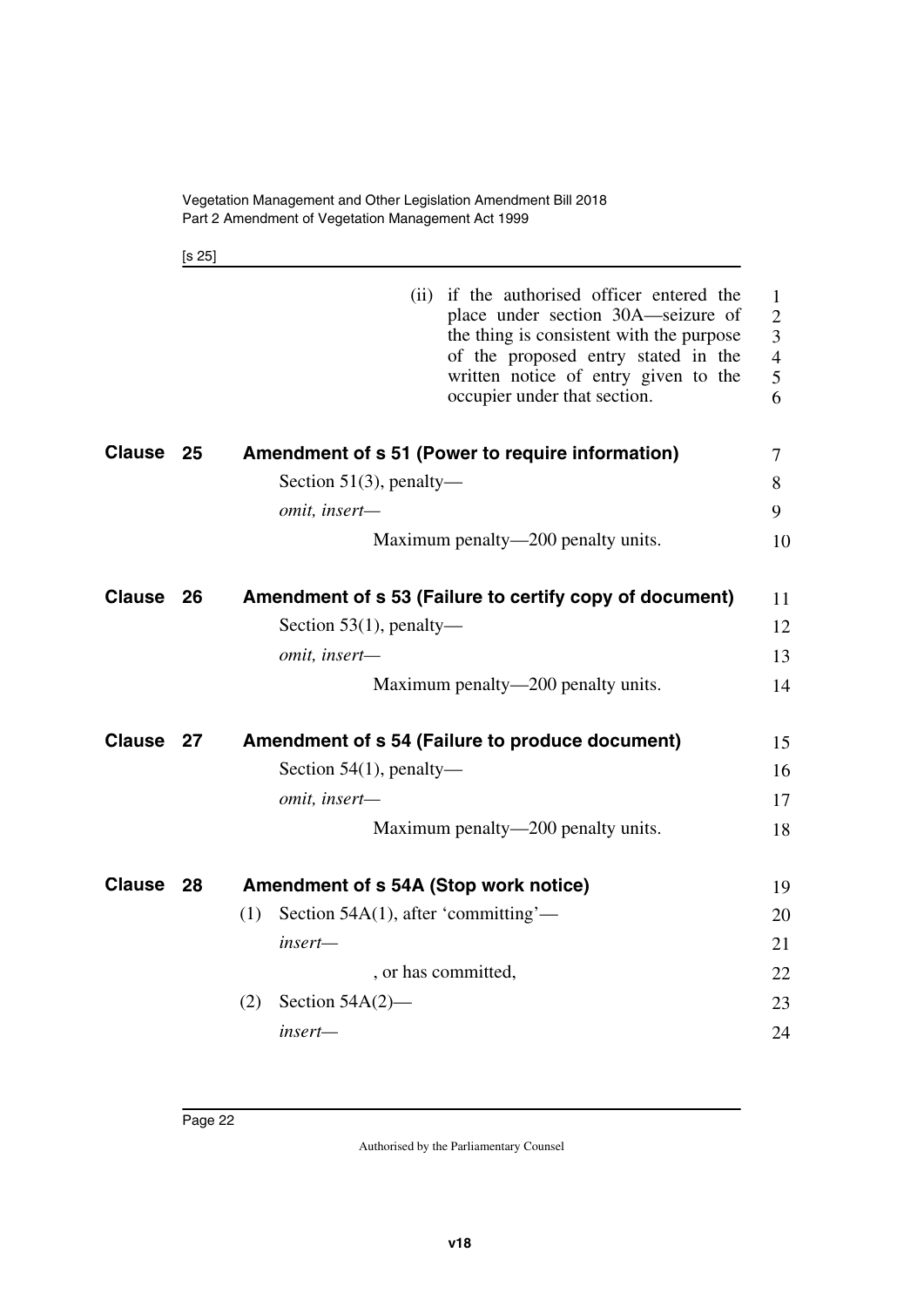(ii) if the authorised officer entered the place under section 30A—seizure of the thing is consistent with the purpose of the proposed entry stated in the written notice of entry given to the occupier under that section.

## Clause 25 Amendment of s 51 (Power to require information)

Section 51(3), penalty—

*omit, insert—*

Maximum penalty—200 penalty units.

## Clause 26 Amendment of s 53 (Failure to certify copy of document)

Section 53(1), penalty—

*omit, insert—*

Maximum penalty—200 penalty units.

## Clause 27 Amendment of s 54 (Failure to produce document)

Section 54(1), penalty—

*omit, insert—*

Maximum penalty—200 penalty units.

## Clause 28 Amendment of s 54A (Stop work notice)

(1) Section 54A(1), after 'committing'—

*insert—*

, or has committed,

(2) Section 54A(2)—

*insert—*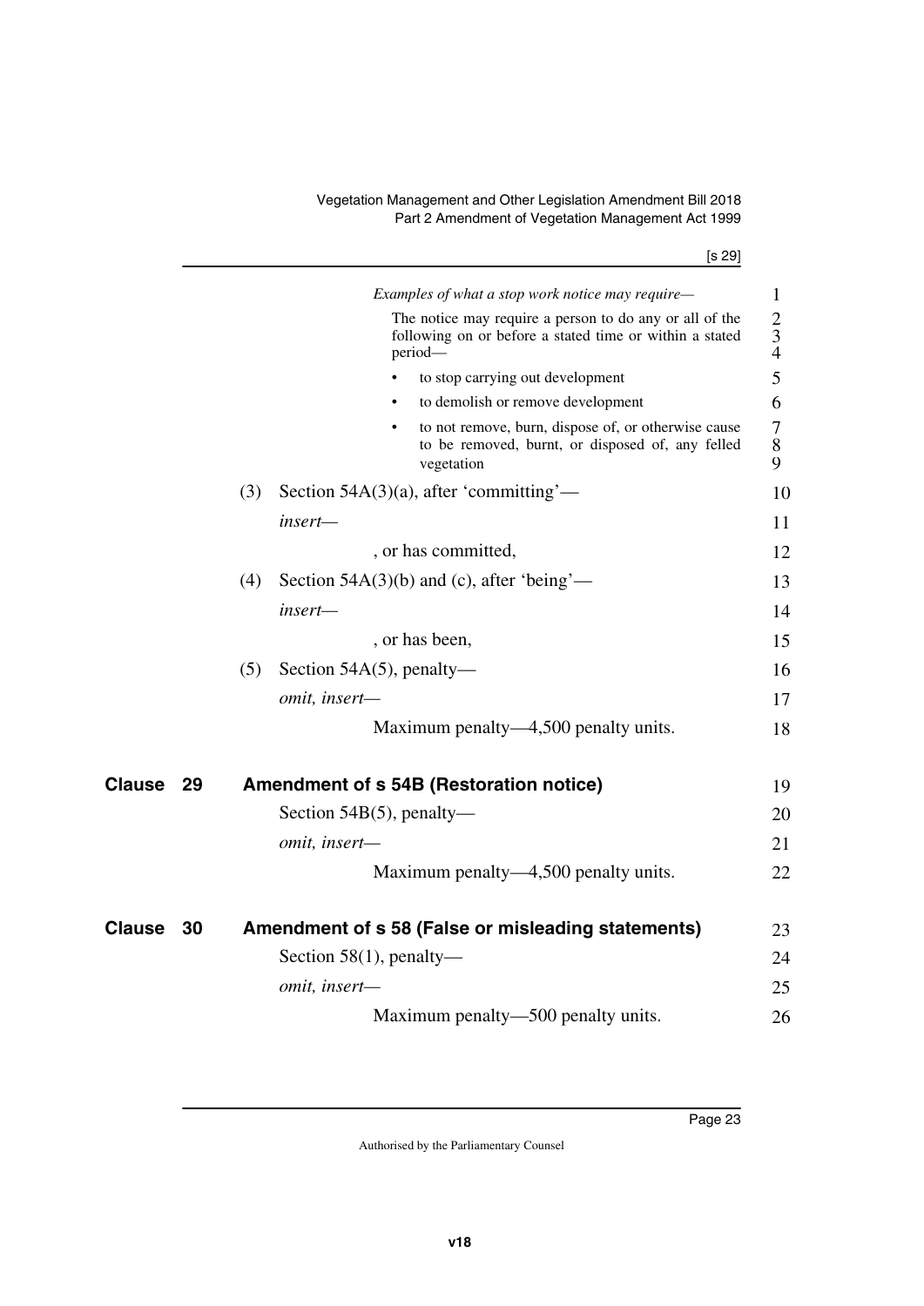*Examples of what a stop work notice may require—*

The notice may require a person to do any or all of the following on or before a stated time or within a stated period—

- to stop carrying out development
- to demolish or remove development
- to not remove, burn, dispose of, or otherwise cause to be removed, burnt, or disposed of, any felled vegetation

(3) Section 54A(3)(a), after 'committing'—

*insert—*

, or has committed,

(4) Section 54A(3)(b) and (c), after 'being'—

*insert—*

, or has been,

(5) Section 54A(5), penalty—

*omit, insert—*

Maximum penalty—4,500 penalty units.

## Clause 29 Amendment of s 54B (Restoration notice)

Section 54B(5), penalty—

*omit, insert—*

Maximum penalty—4,500 penalty units.

## Clause 30 Amendment of s 58 (False or misleading statements)

Section 58(1), penalty—

*omit, insert—*

Maximum penalty—500 penalty units.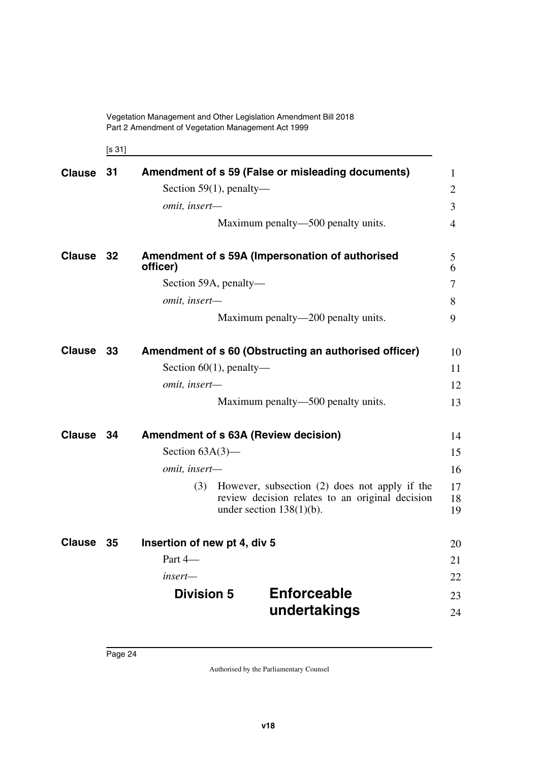## Clause 31 Amendment of s 59 (False or misleading documents)

Section 59(1), penalty—

*omit, insert—*

Maximum penalty—500 penalty units.

## Clause 32 Amendment of s 59A (Impersonation of authorised officer)

Section 59A, penalty—

*omit, insert—*

Maximum penalty—200 penalty units.

## Clause 33 Amendment of s 60 (Obstructing an authorised officer)

Section 60(1), penalty—

*omit, insert—*

Maximum penalty—500 penalty units.

## Clause 34 Amendment of s 63A (Review decision)

Section 63A(3)—

*omit, insert—*

(3) However, subsection (2) does not apply if the review decision relates to an original decision under section 138(1)(b).

## Clause 35 Insertion of new pt 4, div 5

Part 4—

*insert—*

# Division 5 Enforceable undertakings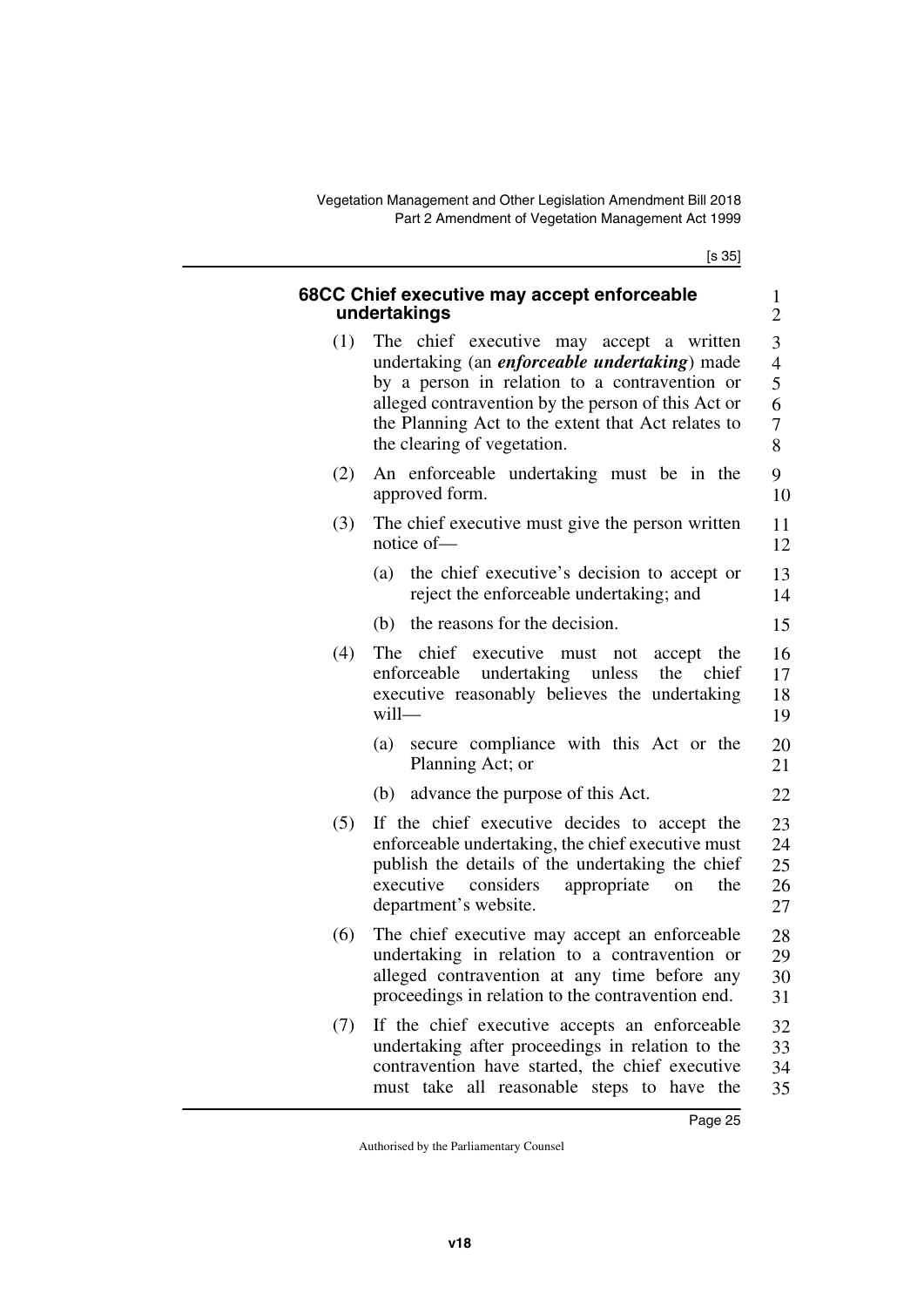### 68CC Chief executive may accept enforceable undertakings

(1) The chief executive may accept a written undertaking (an ***enforceable undertaking***) made by a person in relation to a contravention or alleged contravention by the person of this Act or the Planning Act to the extent that Act relates to the clearing of vegetation.

(2) An enforceable undertaking must be in the approved form.

(3) The chief executive must give the person written notice of—

(a) the chief executive's decision to accept or reject the enforceable undertaking; and

(b) the reasons for the decision.

(4) The chief executive must not accept the enforceable undertaking unless the chief executive reasonably believes the undertaking will—

(a) secure compliance with this Act or the Planning Act; or

(b) advance the purpose of this Act.

(5) If the chief executive decides to accept the enforceable undertaking, the chief executive must publish the details of the undertaking the chief executive considers appropriate on the department's website.

(6) The chief executive may accept an enforceable undertaking in relation to a contravention or alleged contravention at any time before any proceedings in relation to the contravention end.

(7) If the chief executive accepts an enforceable undertaking after proceedings in relation to the contravention have started, the chief executive must take all reasonable steps to have the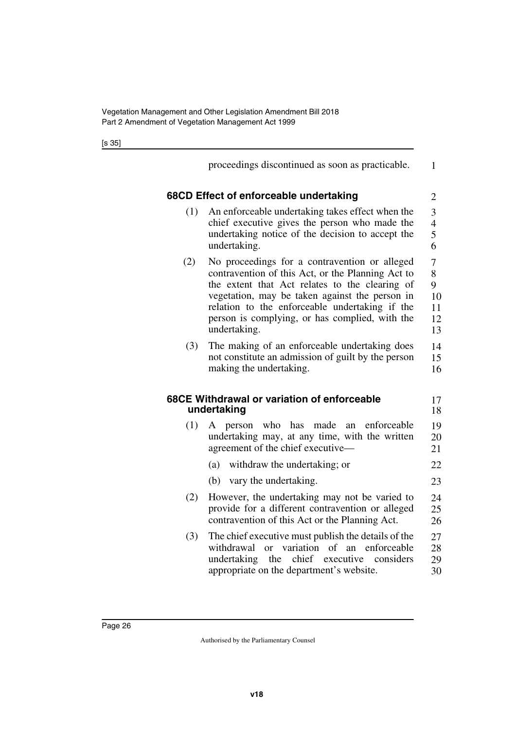proceedings discontinued as soon as practicable.

### 68CD Effect of enforceable undertaking

(1) An enforceable undertaking takes effect when the chief executive gives the person who made the undertaking notice of the decision to accept the undertaking.

(2) No proceedings for a contravention or alleged contravention of this Act, or the Planning Act to the extent that Act relates to the clearing of vegetation, may be taken against the person in relation to the enforceable undertaking if the person is complying, or has complied, with the undertaking.

(3) The making of an enforceable undertaking does not constitute an admission of guilt by the person making the undertaking.

### 68CE Withdrawal or variation of enforceable undertaking

(1) A person who has made an enforceable undertaking may, at any time, with the written agreement of the chief executive—

(a) withdraw the undertaking; or

(b) vary the undertaking.

(2) However, the undertaking may not be varied to provide for a different contravention or alleged contravention of this Act or the Planning Act.

(3) The chief executive must publish the details of the withdrawal or variation of an enforceable undertaking the chief executive considers appropriate on the department's website.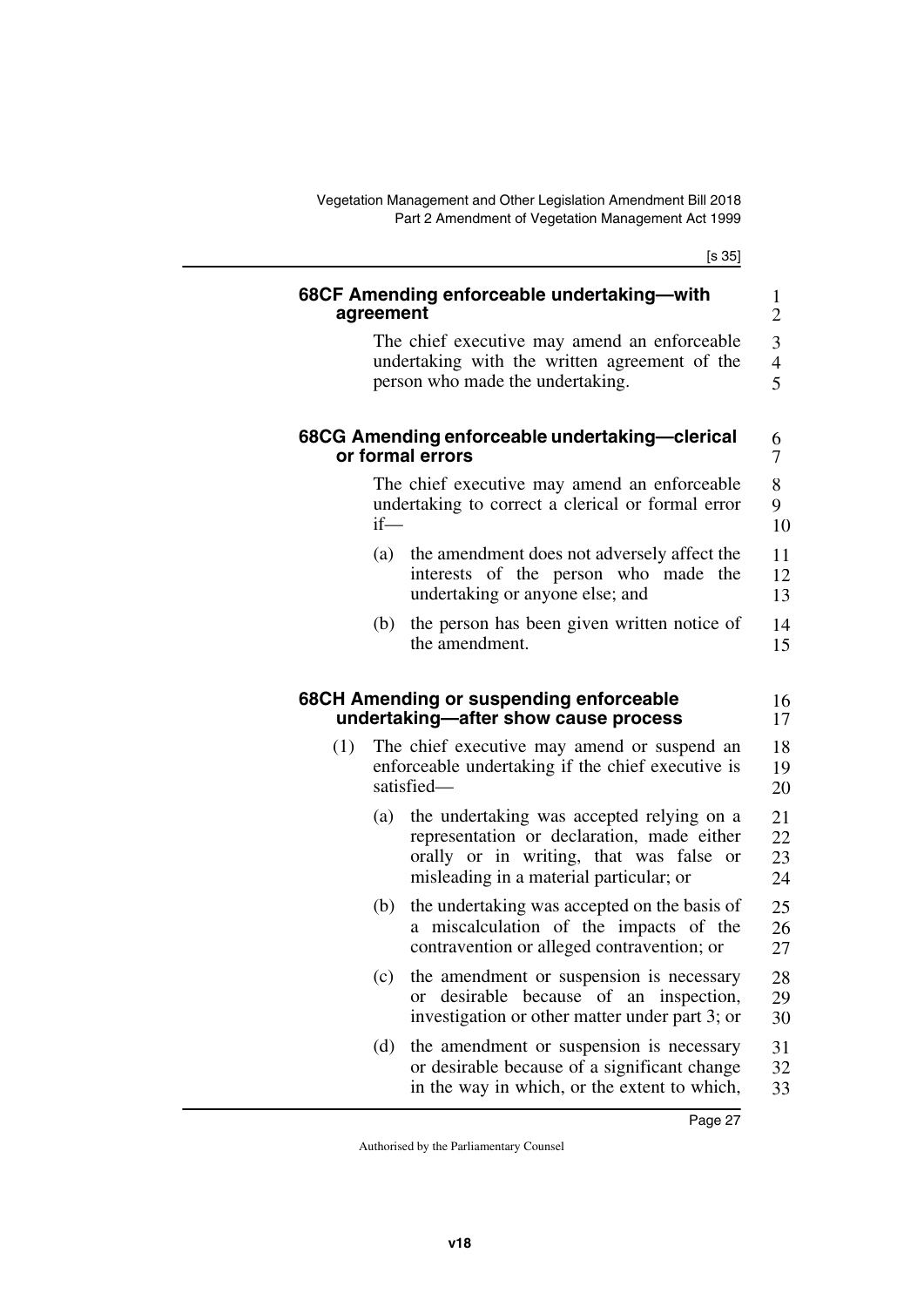#### 68CF Amending enforceable undertaking—with agreement

The chief executive may amend an enforceable undertaking with the written agreement of the person who made the undertaking.

#### 68CG Amending enforceable undertaking—clerical or formal errors

The chief executive may amend an enforceable undertaking to correct a clerical or formal error if—

(a) the amendment does not adversely affect the interests of the person who made the undertaking or anyone else; and

(b) the person has been given written notice of the amendment.

#### 68CH Amending or suspending enforceable undertaking—after show cause process

(1) The chief executive may amend or suspend an enforceable undertaking if the chief executive is satisfied—

(a) the undertaking was accepted relying on a representation or declaration, made either orally or in writing, that was false or misleading in a material particular; or

(b) the undertaking was accepted on the basis of a miscalculation of the impacts of the contravention or alleged contravention; or

(c) the amendment or suspension is necessary or desirable because of an inspection, investigation or other matter under part 3; or

(d) the amendment or suspension is necessary or desirable because of a significant change in the way in which, or the extent to which,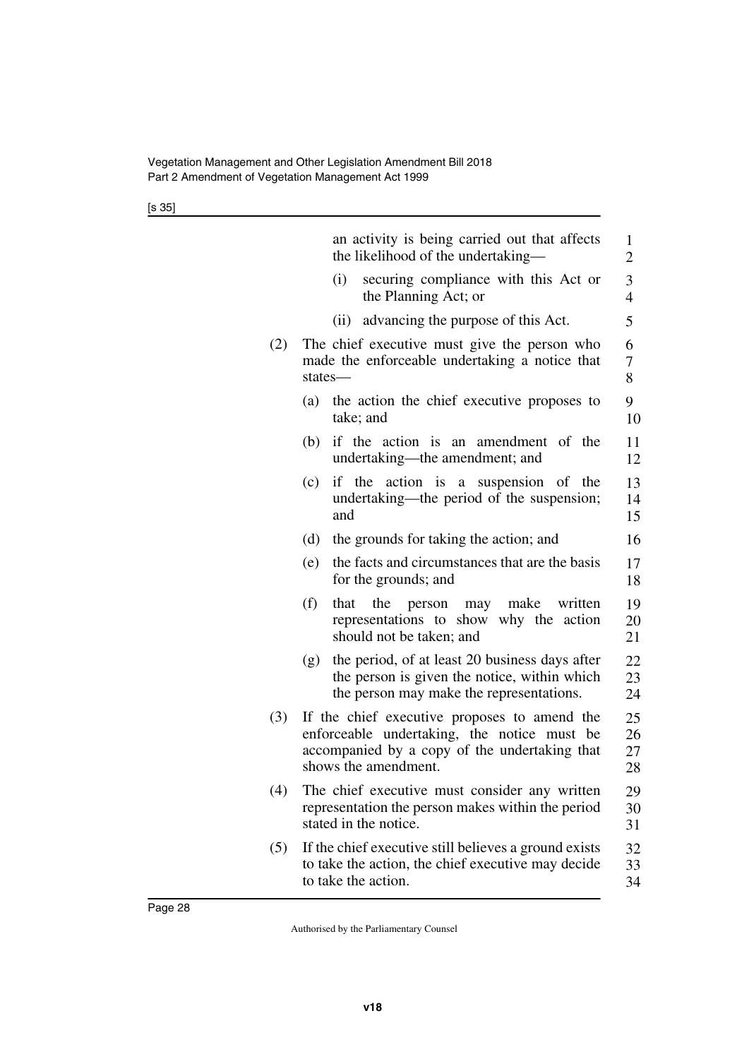an activity is being carried out that affects the likelihood of the undertaking—

(i) securing compliance with this Act or the Planning Act; or

(ii) advancing the purpose of this Act.

(2) The chief executive must give the person who made the enforceable undertaking a notice that states—

(a) the action the chief executive proposes to take; and

(b) if the action is an amendment of the undertaking—the amendment; and

(c) if the action is a suspension of the undertaking—the period of the suspension; and

(d) the grounds for taking the action; and

(e) the facts and circumstances that are the basis for the grounds; and

(f) that the person may make written representations to show why the action should not be taken; and

(g) the period, of at least 20 business days after the person is given the notice, within which the person may make the representations.

(3) If the chief executive proposes to amend the enforceable undertaking, the notice must be accompanied by a copy of the undertaking that shows the amendment.

(4) The chief executive must consider any written representation the person makes within the period stated in the notice.

(5) If the chief executive still believes a ground exists to take the action, the chief executive may decide to take the action.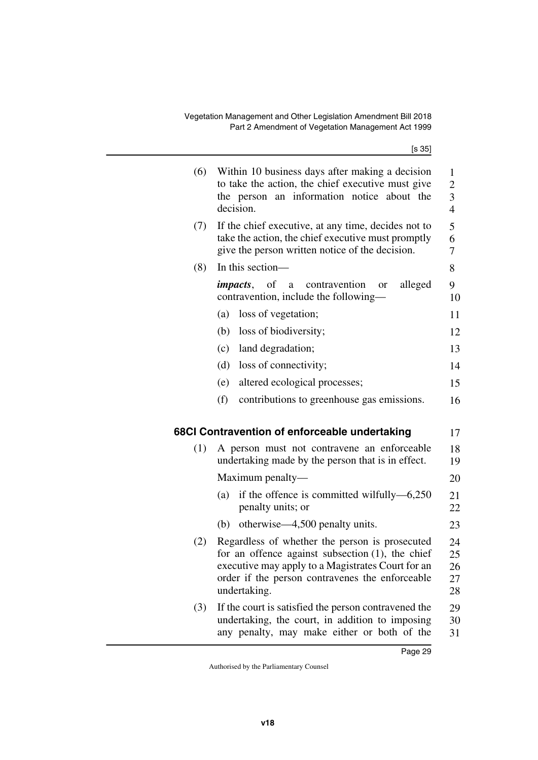(6) Within 10 business days after making a decision to take the action, the chief executive must give the person an information notice about the decision.

(7) If the chief executive, at any time, decides not to take the action, the chief executive must promptly give the person written notice of the decision.

(8) In this section—

***impacts***, of a contravention or alleged contravention, include the following—

(a) loss of vegetation;

(b) loss of biodiversity;

(c) land degradation;

(d) loss of connectivity;

(e) altered ecological processes;

(f) contributions to greenhouse gas emissions.

### 68CI Contravention of enforceable undertaking

(1) A person must not contravene an enforceable undertaking made by the person that is in effect.

Maximum penalty—

(a) if the offence is committed wilfully—6,250 penalty units; or

(b) otherwise—4,500 penalty units.

(2) Regardless of whether the person is prosecuted for an offence against subsection (1), the chief executive may apply to a Magistrates Court for an order if the person contravenes the enforceable undertaking.

(3) If the court is satisfied the person contravened the undertaking, the court, in addition to imposing any penalty, may make either or both of the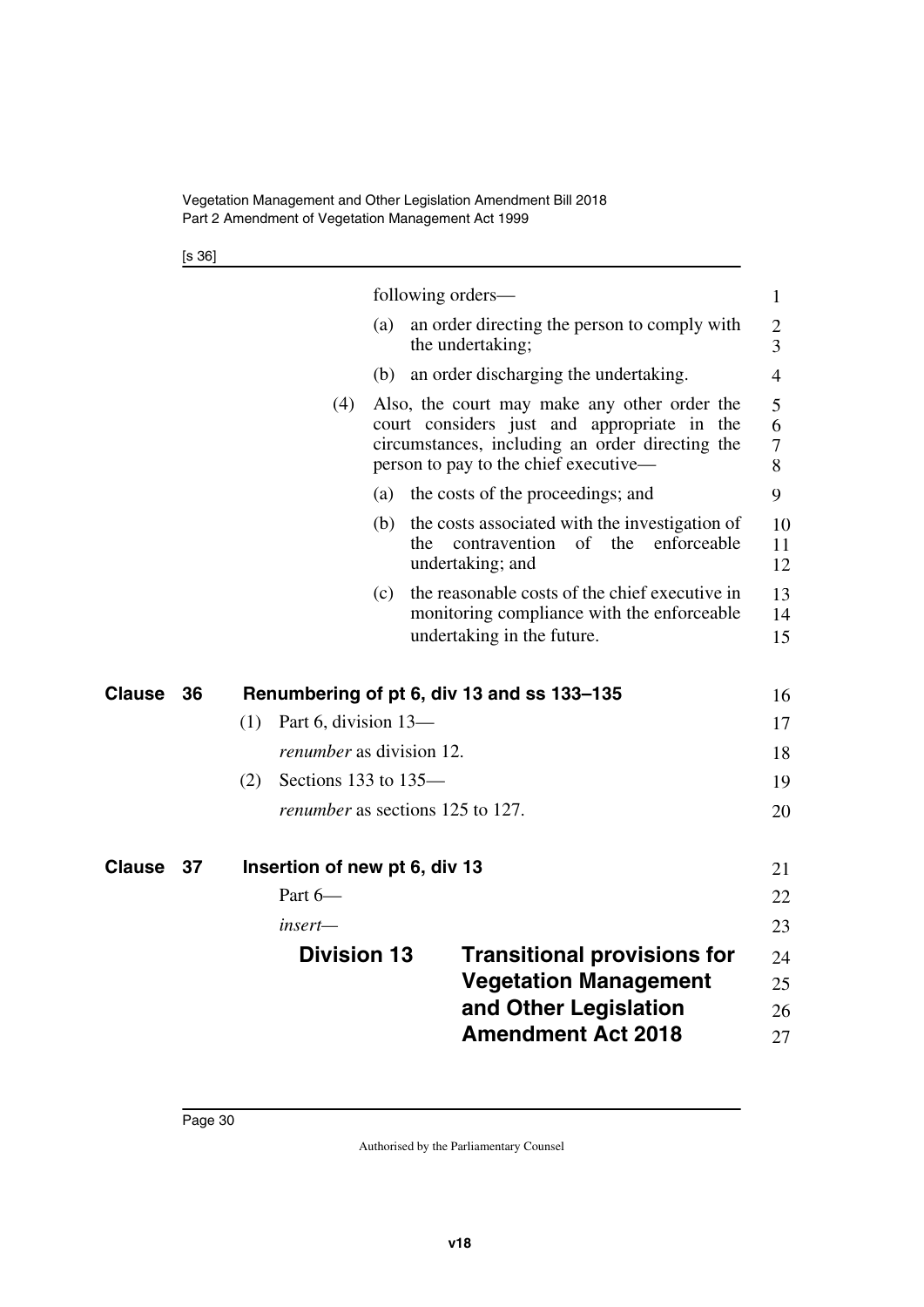following orders—

(a) an order directing the person to comply with the undertaking;

(b) an order discharging the undertaking.

(4) Also, the court may make any other order the court considers just and appropriate in the circumstances, including an order directing the person to pay to the chief executive—

(a) the costs of the proceedings; and

(b) the costs associated with the investigation of the contravention of the enforceable undertaking; and

(c) the reasonable costs of the chief executive in monitoring compliance with the enforceable undertaking in the future.

## Clause 36 Renumbering of pt 6, div 13 and ss 133–135

(1) Part 6, division 13—

*renumber* as division 12.

(2) Sections 133 to 135—

*renumber* as sections 125 to 127.

## Clause 37 Insertion of new pt 6, div 13

Part 6—

*insert*—

### Division 13 Transitional provisions for Vegetation Management and Other Legislation Amendment Act 2018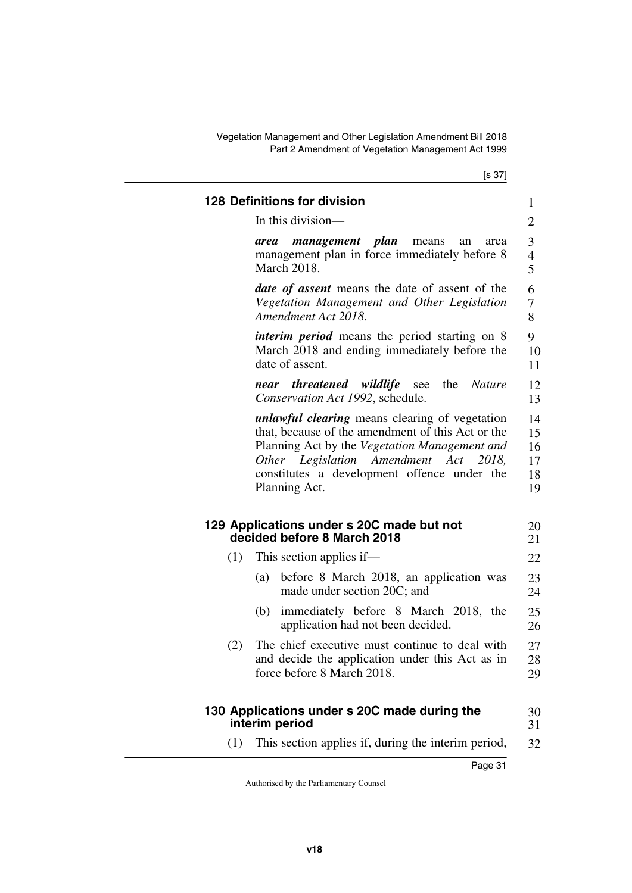### 128 Definitions for division

In this division—

***area management plan*** means an area management plan in force immediately before 8 March 2018.

***date of assent*** means the date of assent of the *Vegetation Management and Other Legislation Amendment Act 2018*.

***interim period*** means the period starting on 8 March 2018 and ending immediately before the date of assent.

***near threatened wildlife*** see the *Nature Conservation Act 1992*, schedule.

***unlawful clearing*** means clearing of vegetation that, because of the amendment of this Act or the Planning Act by the *Vegetation Management and Other Legislation Amendment Act 2018,* constitutes a development offence under the Planning Act.

### 129 Applications under s 20C made but not decided before 8 March 2018

(1) This section applies if—

(a) before 8 March 2018, an application was made under section 20C; and

(b) immediately before 8 March 2018, the application had not been decided.

(2) The chief executive must continue to deal with and decide the application under this Act as in force before 8 March 2018.

### 130 Applications under s 20C made during the interim period

(1) This section applies if, during the interim period,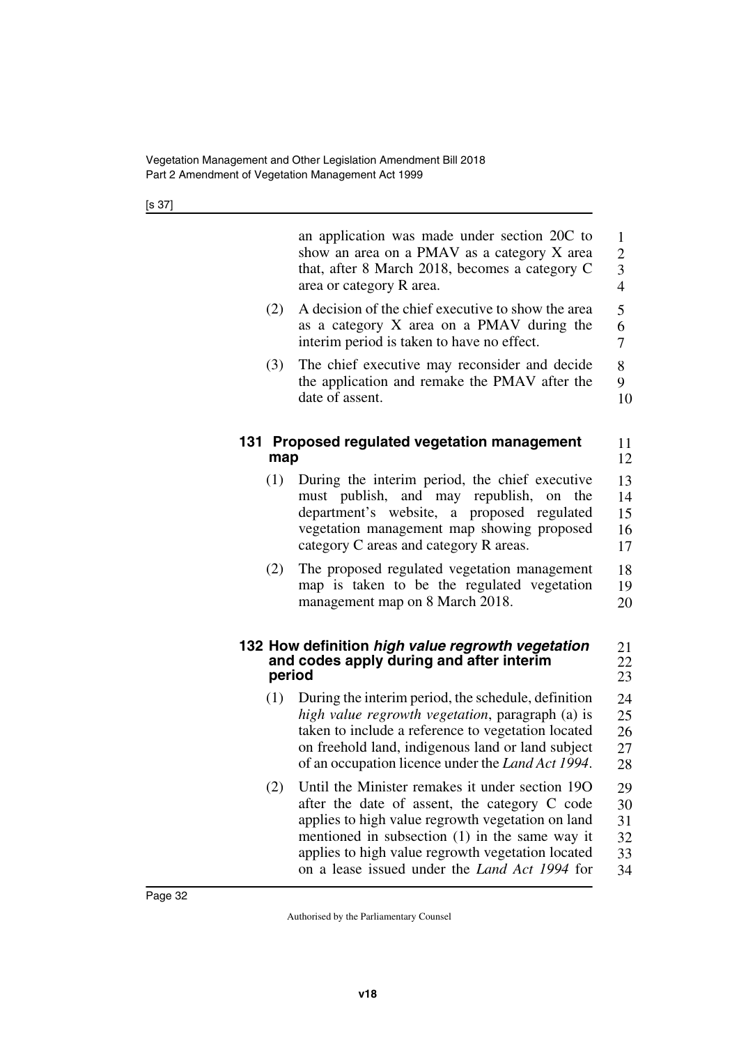an application was made under section 20C to show an area on a PMAV as a category X area that, after 8 March 2018, becomes a category C area or category R area.

(2) A decision of the chief executive to show the area as a category X area on a PMAV during the interim period is taken to have no effect.

(3) The chief executive may reconsider and decide the application and remake the PMAV after the date of assent.

### 131 Proposed regulated vegetation management map

(1) During the interim period, the chief executive must publish, and may republish, on the department's website, a proposed regulated vegetation management map showing proposed category C areas and category R areas.

(2) The proposed regulated vegetation management map is taken to be the regulated vegetation management map on 8 March 2018.

### 132 How definition *high value regrowth vegetation* and codes apply during and after interim period

(1) During the interim period, the schedule, definition *high value regrowth vegetation*, paragraph (a) is taken to include a reference to vegetation located on freehold land, indigenous land or land subject of an occupation licence under the *Land Act 1994*.

(2) Until the Minister remakes it under section 19O after the date of assent, the category C code applies to high value regrowth vegetation on land mentioned in subsection (1) in the same way it applies to high value regrowth vegetation located on a lease issued under the *Land Act 1994* for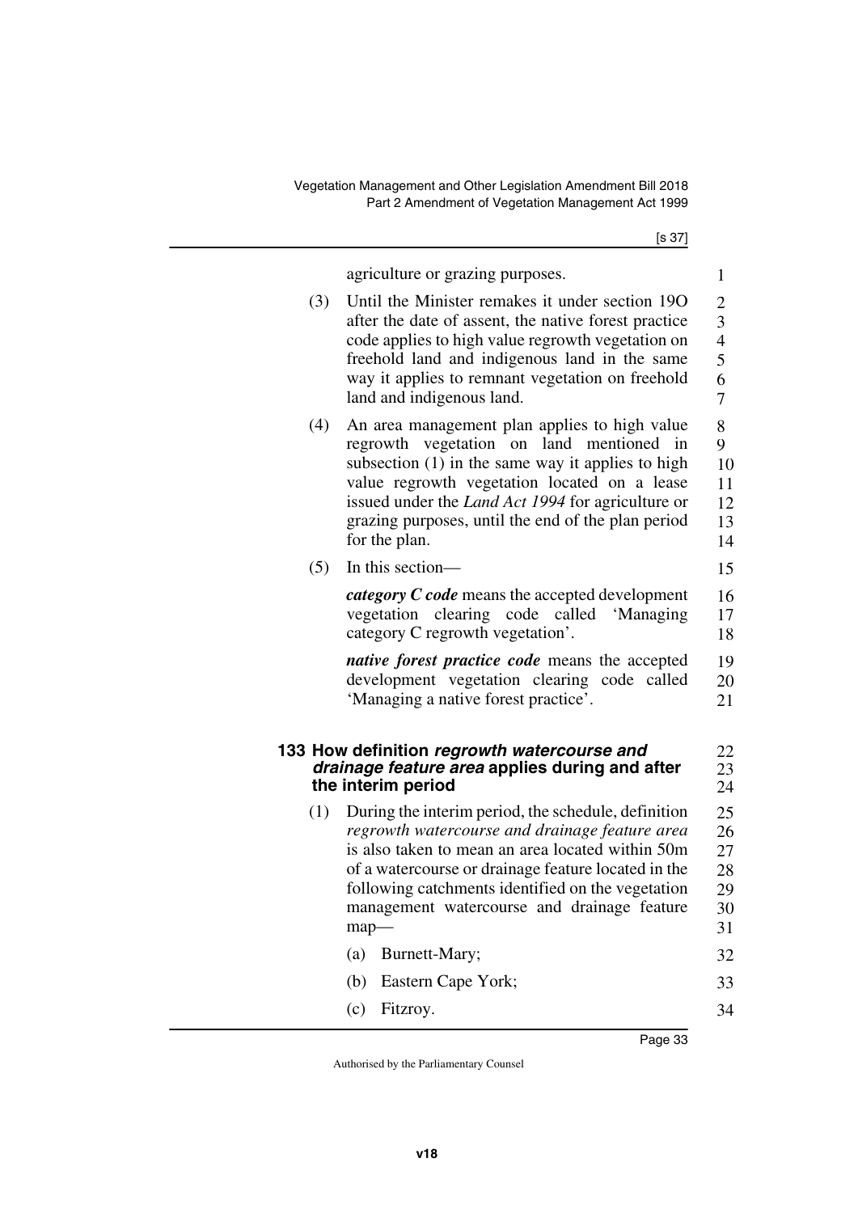agriculture or grazing purposes.

(3) Until the Minister remakes it under section 19O after the date of assent, the native forest practice code applies to high value regrowth vegetation on freehold land and indigenous land in the same way it applies to remnant vegetation on freehold land and indigenous land.

(4) An area management plan applies to high value regrowth vegetation on land mentioned in subsection (1) in the same way it applies to high value regrowth vegetation located on a lease issued under the *Land Act 1994* for agriculture or grazing purposes, until the end of the plan period for the plan.

(5) In this section—

***category C code*** means the accepted development vegetation clearing code called 'Managing category C regrowth vegetation'.

***native forest practice code*** means the accepted development vegetation clearing code called 'Managing a native forest practice'.

### 133 How definition *regrowth watercourse and drainage feature area* applies during and after the interim period

(1) During the interim period, the schedule, definition *regrowth watercourse and drainage feature area* is also taken to mean an area located within 50m of a watercourse or drainage feature located in the following catchments identified on the vegetation management watercourse and drainage feature map—

(a) Burnett-Mary;

(b) Eastern Cape York;

(c) Fitzroy.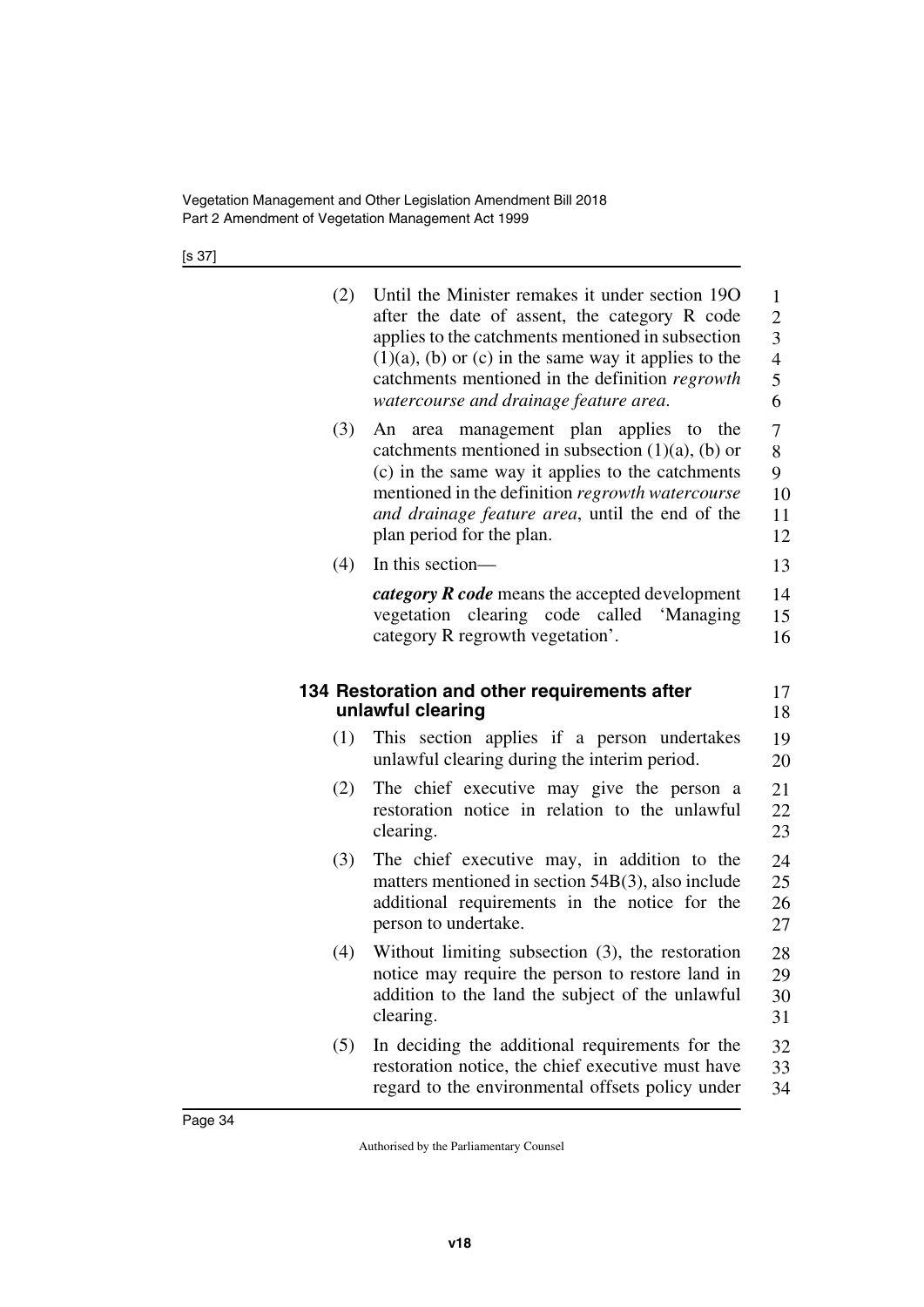(2) Until the Minister remakes it under section 19O after the date of assent, the category R code applies to the catchments mentioned in subsection (1)(a), (b) or (c) in the same way it applies to the catchments mentioned in the definition *regrowth watercourse and drainage feature area*.

(3) An area management plan applies to the catchments mentioned in subsection (1)(a), (b) or (c) in the same way it applies to the catchments mentioned in the definition *regrowth watercourse and drainage feature area*, until the end of the plan period for the plan.

(4) In this section—

***category R code*** means the accepted development vegetation clearing code called 'Managing category R regrowth vegetation'.

### 134 Restoration and other requirements after unlawful clearing

(1) This section applies if a person undertakes unlawful clearing during the interim period.

(2) The chief executive may give the person a restoration notice in relation to the unlawful clearing.

(3) The chief executive may, in addition to the matters mentioned in section 54B(3), also include additional requirements in the notice for the person to undertake.

(4) Without limiting subsection (3), the restoration notice may require the person to restore land in addition to the land the subject of the unlawful clearing.

(5) In deciding the additional requirements for the restoration notice, the chief executive must have regard to the environmental offsets policy under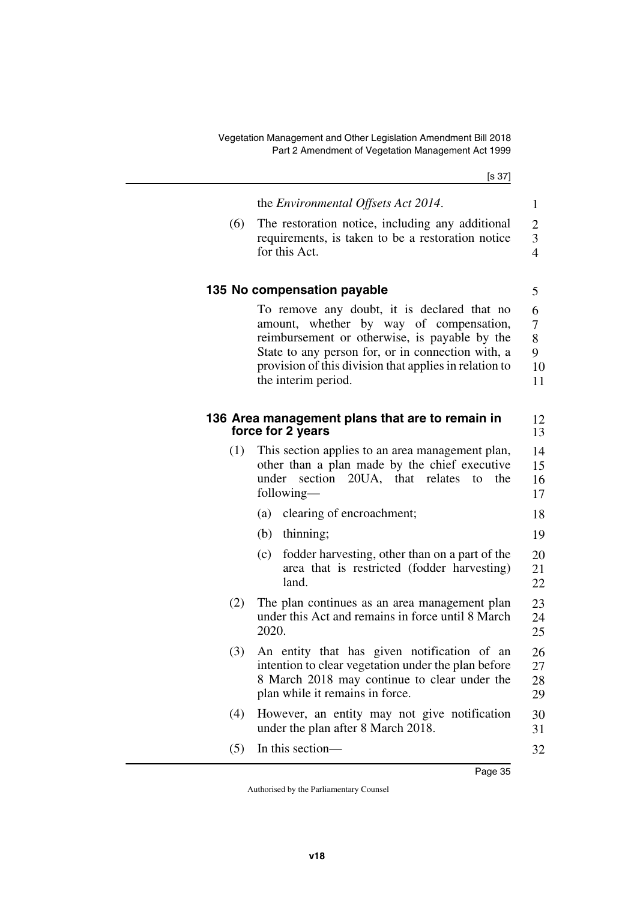the *Environmental Offsets Act 2014*.

(6) The restoration notice, including any additional requirements, is taken to be a restoration notice for this Act.

### 135 No compensation payable

To remove any doubt, it is declared that no amount, whether by way of compensation, reimbursement or otherwise, is payable by the State to any person for, or in connection with, a provision of this division that applies in relation to the interim period.

### 136 Area management plans that are to remain in force for 2 years

(1) This section applies to an area management plan, other than a plan made by the chief executive under section 20UA, that relates to the following—

(a) clearing of encroachment;

(b) thinning;

(c) fodder harvesting, other than on a part of the area that is restricted (fodder harvesting) land.

(2) The plan continues as an area management plan under this Act and remains in force until 8 March 2020.

(3) An entity that has given notification of an intention to clear vegetation under the plan before 8 March 2018 may continue to clear under the plan while it remains in force.

(4) However, an entity may not give notification under the plan after 8 March 2018.

(5) In this section—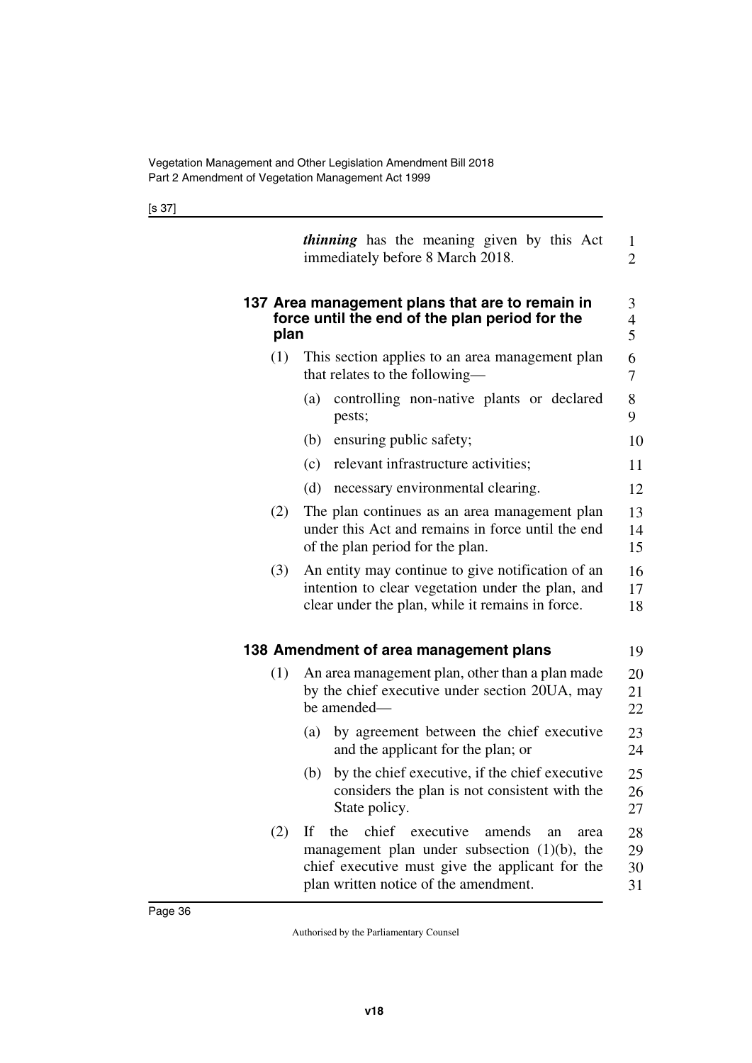***thinning*** has the meaning given by this Act immediately before 8 March 2018.

### 137 Area management plans that are to remain in force until the end of the plan period for the plan

(1) This section applies to an area management plan that relates to the following—

(a) controlling non-native plants or declared pests;

(b) ensuring public safety;

(c) relevant infrastructure activities;

(d) necessary environmental clearing.

(2) The plan continues as an area management plan under this Act and remains in force until the end of the plan period for the plan.

(3) An entity may continue to give notification of an intention to clear vegetation under the plan, and clear under the plan, while it remains in force.

### 138 Amendment of area management plans

(1) An area management plan, other than a plan made by the chief executive under section 20UA, may be amended—

(a) by agreement between the chief executive and the applicant for the plan; or

(b) by the chief executive, if the chief executive considers the plan is not consistent with the State policy.

(2) If the chief executive amends an area management plan under subsection (1)(b), the chief executive must give the applicant for the plan written notice of the amendment.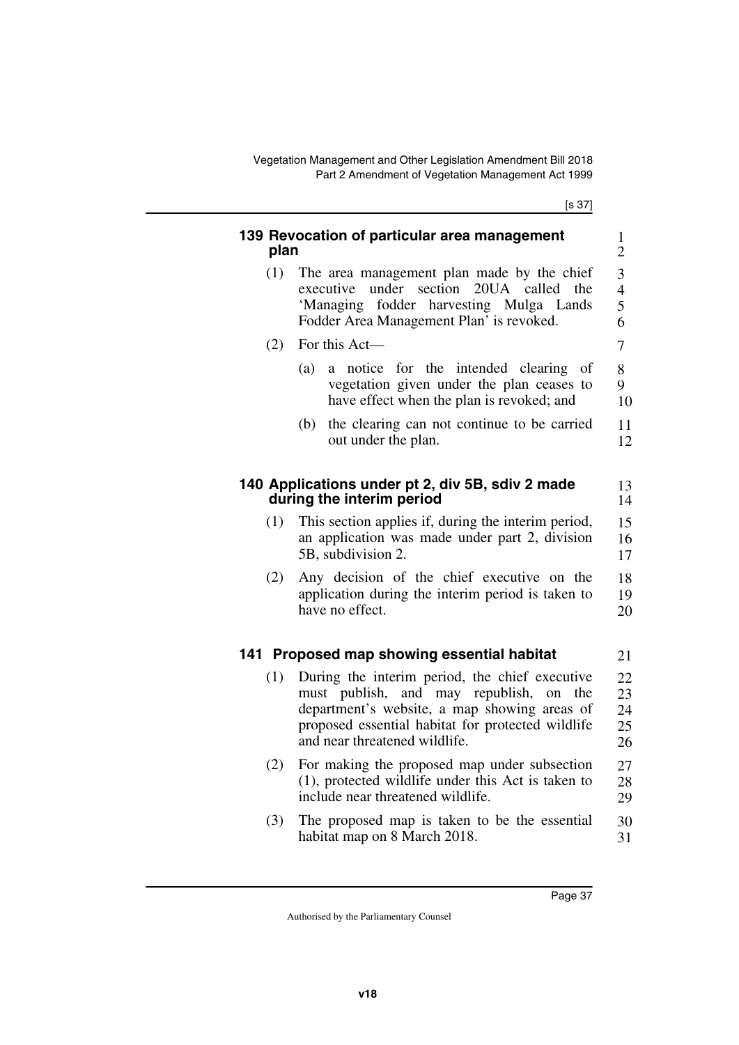## 139 Revocation of particular area management plan

(1) The area management plan made by the chief executive under section 20UA called the 'Managing fodder harvesting Mulga Lands Fodder Area Management Plan' is revoked.

(2) For this Act—

(a) a notice for the intended clearing of vegetation given under the plan ceases to have effect when the plan is revoked; and

(b) the clearing can not continue to be carried out under the plan.

## 140 Applications under pt 2, div 5B, sdiv 2 made during the interim period

(1) This section applies if, during the interim period, an application was made under part 2, division 5B, subdivision 2.

(2) Any decision of the chief executive on the application during the interim period is taken to have no effect.

## 141 Proposed map showing essential habitat

(1) During the interim period, the chief executive must publish, and may republish, on the department's website, a map showing areas of proposed essential habitat for protected wildlife and near threatened wildlife.

(2) For making the proposed map under subsection (1), protected wildlife under this Act is taken to include near threatened wildlife.

(3) The proposed map is taken to be the essential habitat map on 8 March 2018.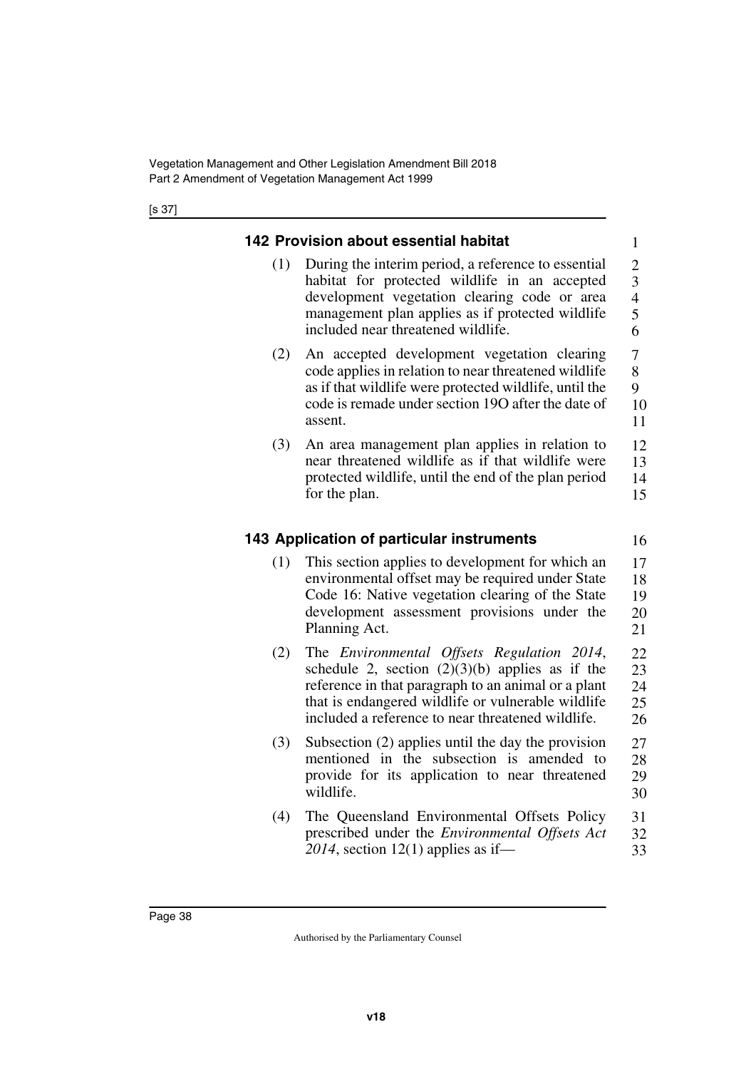### 142 Provision about essential habitat

(1) During the interim period, a reference to essential habitat for protected wildlife in an accepted development vegetation clearing code or area management plan applies as if protected wildlife included near threatened wildlife.

(2) An accepted development vegetation clearing code applies in relation to near threatened wildlife as if that wildlife were protected wildlife, until the code is remade under section 19O after the date of assent.

(3) An area management plan applies in relation to near threatened wildlife as if that wildlife were protected wildlife, until the end of the plan period for the plan.

### 143 Application of particular instruments

(1) This section applies to development for which an environmental offset may be required under State Code 16: Native vegetation clearing of the State development assessment provisions under the Planning Act.

(2) The *Environmental Offsets Regulation 2014*, schedule 2, section (2)(3)(b) applies as if the reference in that paragraph to an animal or a plant that is endangered wildlife or vulnerable wildlife included a reference to near threatened wildlife.

(3) Subsection (2) applies until the day the provision mentioned in the subsection is amended to provide for its application to near threatened wildlife.

(4) The Queensland Environmental Offsets Policy prescribed under the *Environmental Offsets Act 2014*, section 12(1) applies as if—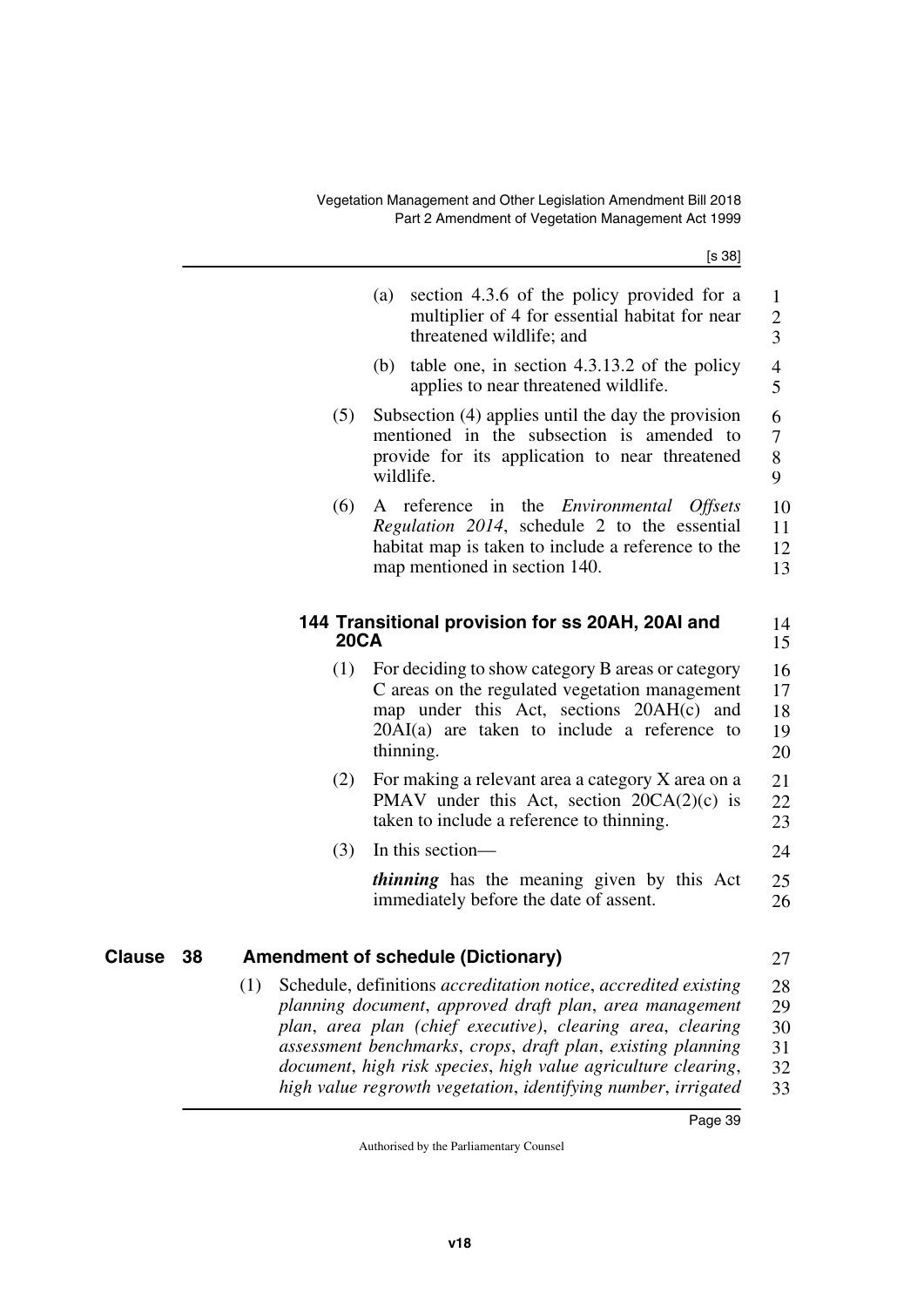(a) section 4.3.6 of the policy provided for a multiplier of 4 for essential habitat for near threatened wildlife; and

(b) table one, in section 4.3.13.2 of the policy applies to near threatened wildlife.

(5) Subsection (4) applies until the day the provision mentioned in the subsection is amended to provide for its application to near threatened wildlife.

(6) A reference in the *Environmental Offsets Regulation 2014*, schedule 2 to the essential habitat map is taken to include a reference to the map mentioned in section 140.

### 144 Transitional provision for ss 20AH, 20AI and 20CA

(1) For deciding to show category B areas or category C areas on the regulated vegetation management map under this Act, sections 20AH(c) and 20AI(a) are taken to include a reference to thinning.

(2) For making a relevant area a category X area on a PMAV under this Act, section 20CA(2)(c) is taken to include a reference to thinning.

(3) In this section—

***thinning*** has the meaning given by this Act immediately before the date of assent.

## Clause 38 Amendment of schedule (Dictionary)

(1) Schedule, definitions *accreditation notice*, *accredited existing planning document*, *approved draft plan*, *area management plan*, *area plan (chief executive)*, *clearing area*, *clearing assessment benchmarks*, *crops*, *draft plan*, *existing planning document*, *high risk species*, *high value agriculture clearing*, *high value regrowth vegetation*, *identifying number*, *irrigated*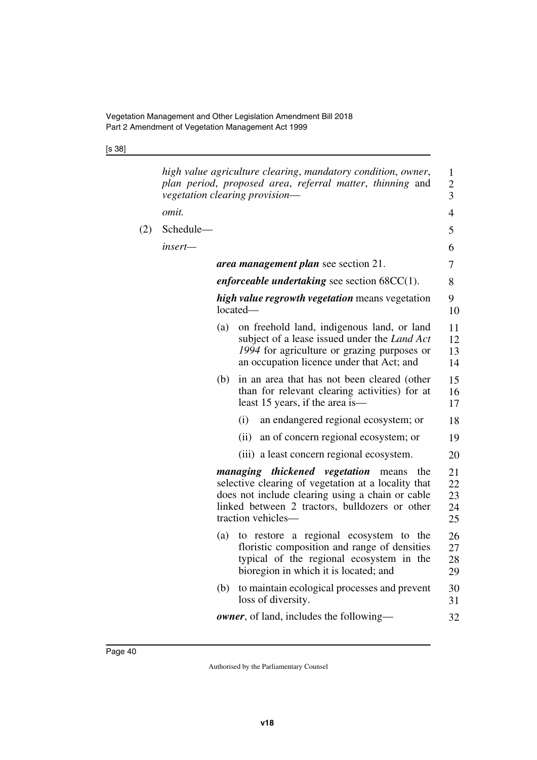*high value agriculture clearing*, *mandatory condition*, *owner*, *plan period*, *proposed area*, *referral matter*, *thinning* and *vegetation clearing provision*—

*omit.*

(2) Schedule—

*insert*—

***area management plan*** see section 21.

***enforceable undertaking*** see section 68CC(1).

***high value regrowth vegetation*** means vegetation located—

(a) on freehold land, indigenous land, or land subject of a lease issued under the *Land Act 1994* for agriculture or grazing purposes or an occupation licence under that Act; and

(b) in an area that has not been cleared (other than for relevant clearing activities) for at least 15 years, if the area is—

(i) an endangered regional ecosystem; or

(ii) an of concern regional ecosystem; or

(iii) a least concern regional ecosystem.

***managing thickened vegetation*** means the selective clearing of vegetation at a locality that does not include clearing using a chain or cable linked between 2 tractors, bulldozers or other traction vehicles—

(a) to restore a regional ecosystem to the floristic composition and range of densities typical of the regional ecosystem in the bioregion in which it is located; and

(b) to maintain ecological processes and prevent loss of diversity.

***owner***, of land, includes the following—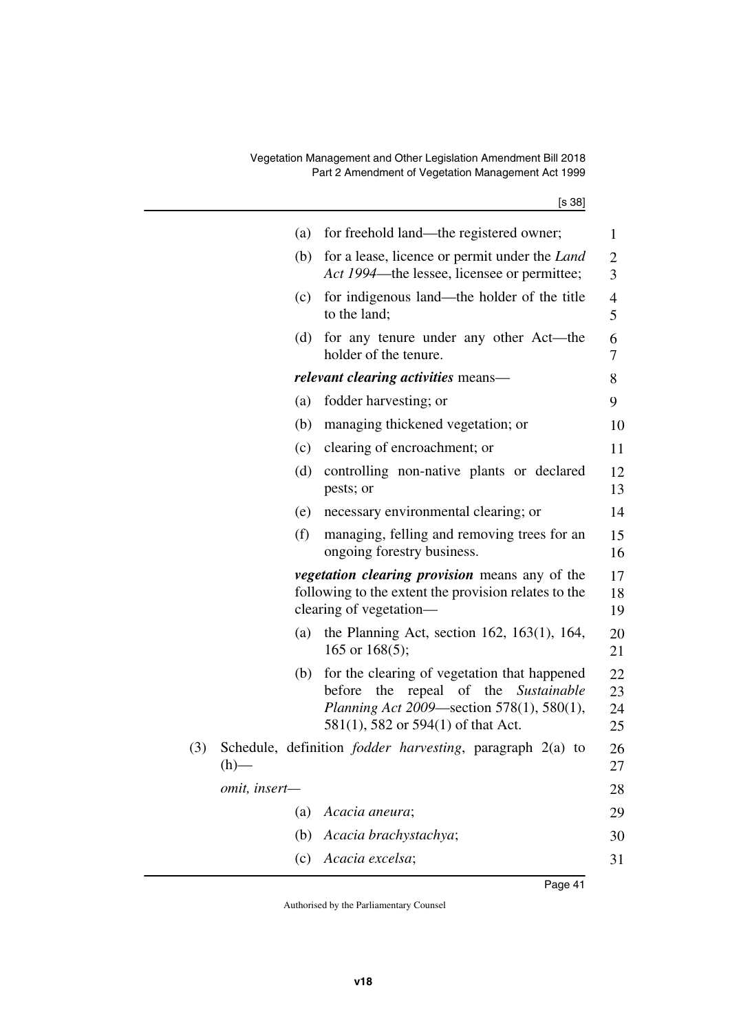(a) for freehold land—the registered owner;

(b) for a lease, licence or permit under the *Land Act 1994*—the lessee, licensee or permittee;

(c) for indigenous land—the holder of the title to the land;

(d) for any tenure under any other Act—the holder of the tenure.

***relevant clearing activities*** means—

(a) fodder harvesting; or

(b) managing thickened vegetation; or

(c) clearing of encroachment; or

(d) controlling non-native plants or declared pests; or

(e) necessary environmental clearing; or

(f) managing, felling and removing trees for an ongoing forestry business.

***vegetation clearing provision*** means any of the following to the extent the provision relates to the clearing of vegetation—

(a) the Planning Act, section 162, 163(1), 164, 165 or 168(5);

(b) for the clearing of vegetation that happened before the repeal of the *Sustainable Planning Act 2009*—section 578(1), 580(1), 581(1), 582 or 594(1) of that Act.

(3) Schedule, definition *fodder harvesting*, paragraph 2(a) to (h)—

*omit, insert—*

(a) *Acacia aneura*;

(b) *Acacia brachystachya*;

(c) *Acacia excelsa*;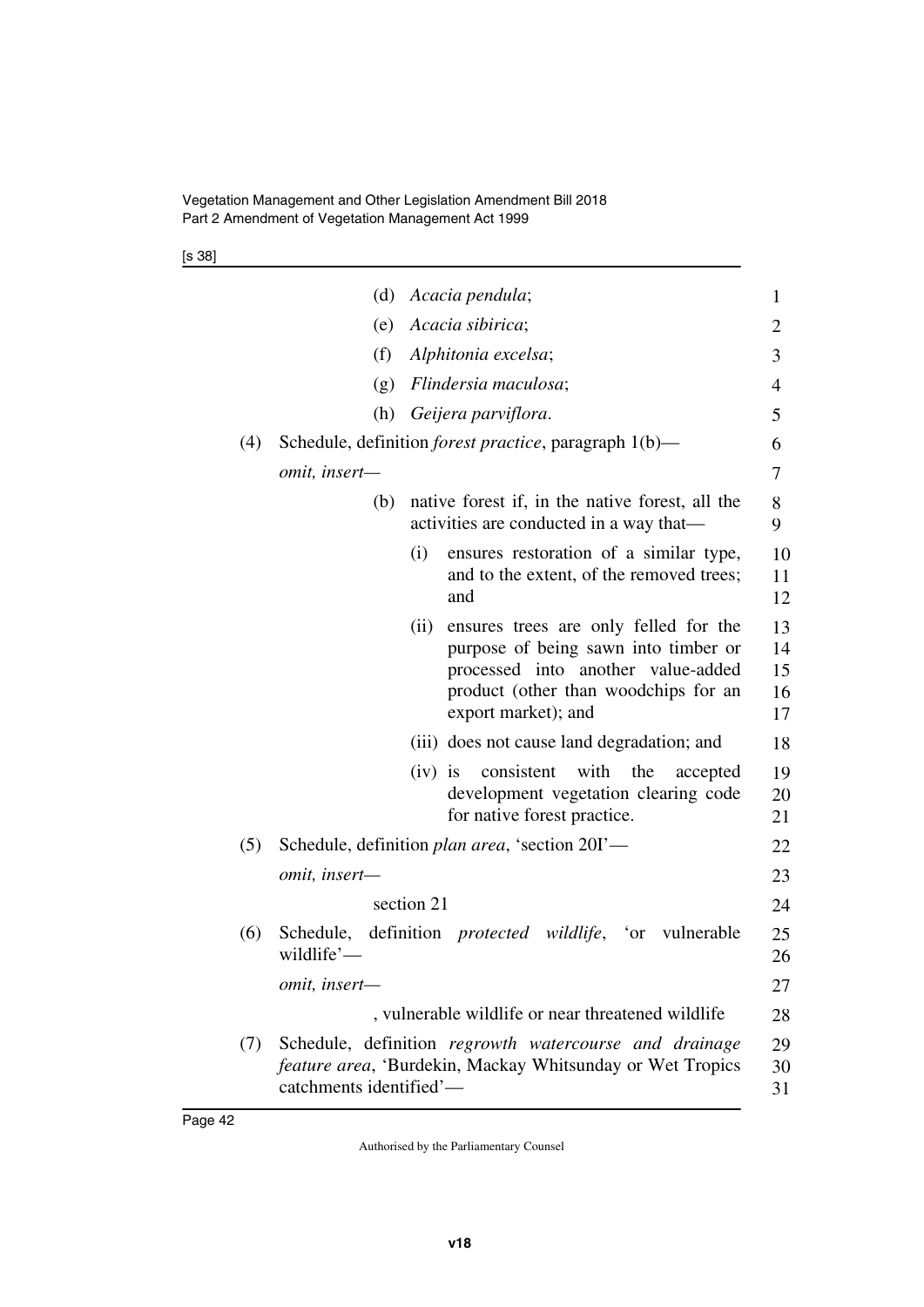(d) *Acacia pendula*;

(e) *Acacia sibirica*;

(f) *Alphitonia excelsa*;

(g) *Flindersia maculosa*;

(h) *Geijera parviflora*.

(4) Schedule, definition *forest practice*, paragraph 1(b)—

*omit, insert—*

(b) native forest if, in the native forest, all the activities are conducted in a way that—

(i) ensures restoration of a similar type, and to the extent, of the removed trees; and

(ii) ensures trees are only felled for the purpose of being sawn into timber or processed into another value-added product (other than woodchips for an export market); and

(iii) does not cause land degradation; and

(iv) is consistent with the accepted development vegetation clearing code for native forest practice.

(5) Schedule, definition *plan area*, 'section 20I'—

*omit, insert—*

section 21

(6) Schedule, definition *protected wildlife*, 'or vulnerable wildlife'—

*omit, insert—*

, vulnerable wildlife or near threatened wildlife

(7) Schedule, definition *regrowth watercourse and drainage feature area*, 'Burdekin, Mackay Whitsunday or Wet Tropics catchments identified'—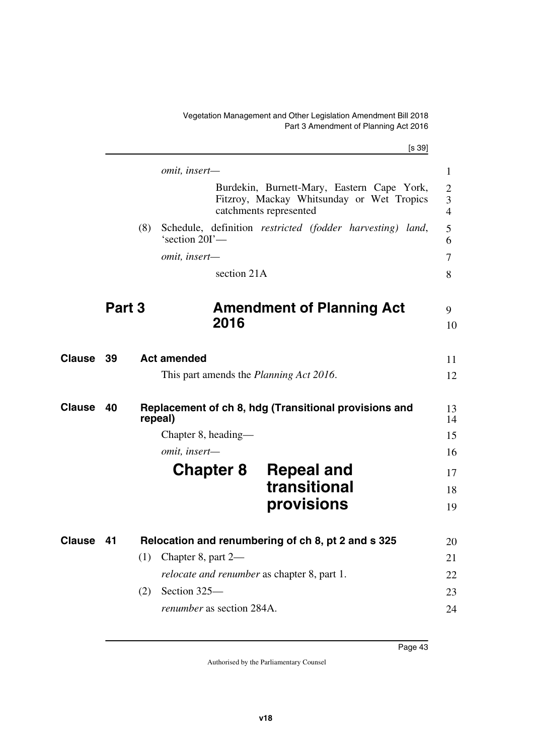*omit, insert—*

Burdekin, Burnett-Mary, Eastern Cape York, Fitzroy, Mackay Whitsunday or Wet Tropics catchments represented

(8) Schedule, definition *restricted (fodder harvesting) land*, 'section 20I'—

*omit, insert—*

section 21A

# Part 3 Amendment of Planning Act 2016

## Clause 39 Act amended

This part amends the *Planning Act 2016*.

## Clause 40 Replacement of ch 8, hdg (Transitional provisions and repeal)

Chapter 8, heading—

*omit, insert—*

# Chapter 8 Repeal and transitional provisions

## Clause 41 Relocation and renumbering of ch 8, pt 2 and s 325

(1) Chapter 8, part 2—

*relocate and renumber* as chapter 8, part 1.

(2) Section 325—

*renumber* as section 284A.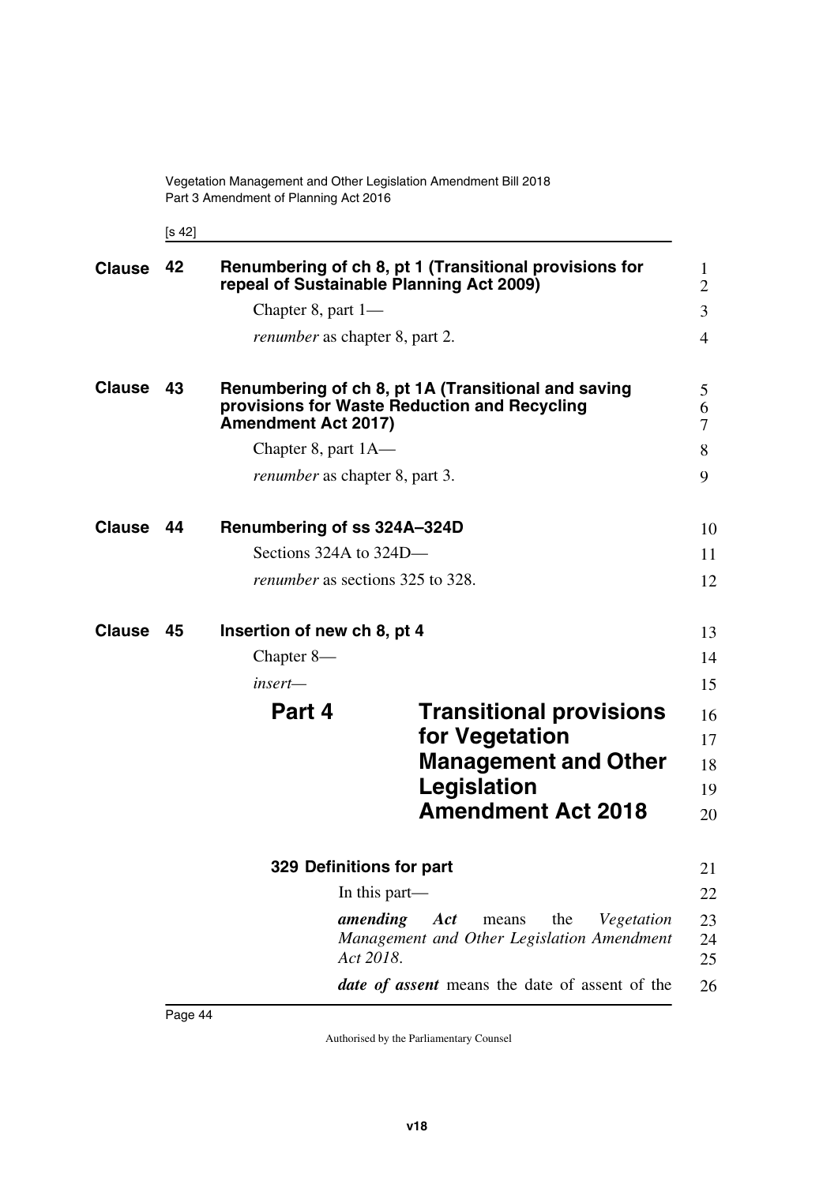**Clause 42 Renumbering of ch 8, pt 1 (Transitional provisions for repeal of Sustainable Planning Act 2009)**

Chapter 8, part 1—

*renumber* as chapter 8, part 2.

**Clause 43 Renumbering of ch 8, pt 1A (Transitional and saving provisions for Waste Reduction and Recycling Amendment Act 2017)**

Chapter 8, part 1A—

*renumber* as chapter 8, part 3.

**Clause 44 Renumbering of ss 324A–324D**

Sections 324A to 324D—

*renumber* as sections 325 to 328.

**Clause 45 Insertion of new ch 8, pt 4**

Chapter 8—

*insert*—

# Part 4 Transitional provisions for Vegetation Management and Other Legislation Amendment Act 2018

**329 Definitions for part**

In this part—

***amending Act*** means the *Vegetation Management and Other Legislation Amendment Act 2018*.

***date of assent*** means the date of assent of the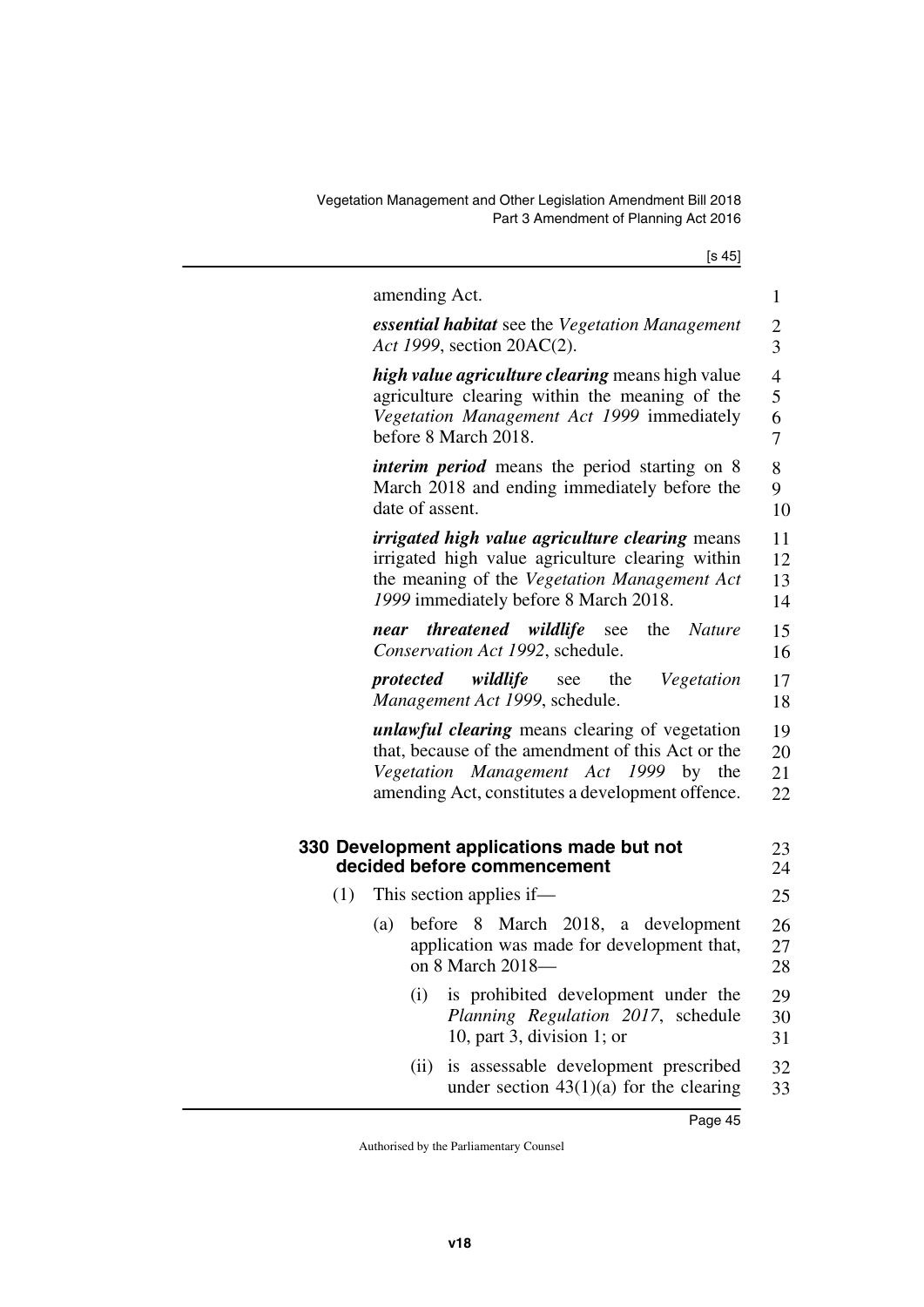amending Act.

***essential habitat*** see the *Vegetation Management Act 1999*, section 20AC(2).

***high value agriculture clearing*** means high value agriculture clearing within the meaning of the *Vegetation Management Act 1999* immediately before 8 March 2018.

***interim period*** means the period starting on 8 March 2018 and ending immediately before the date of assent.

***irrigated high value agriculture clearing*** means irrigated high value agriculture clearing within the meaning of the *Vegetation Management Act 1999* immediately before 8 March 2018.

***near threatened wildlife*** see the *Nature Conservation Act 1992*, schedule.

***protected wildlife*** see the *Vegetation Management Act 1999*, schedule.

***unlawful clearing*** means clearing of vegetation that, because of the amendment of this Act or the *Vegetation Management Act 1999* by the amending Act, constitutes a development offence.

### 330 Development applications made but not decided before commencement

(1) This section applies if—

(a) before 8 March 2018, a development application was made for development that, on 8 March 2018—

(i) is prohibited development under the *Planning Regulation 2017*, schedule 10, part 3, division 1; or

(ii) is assessable development prescribed under section 43(1)(a) for the clearing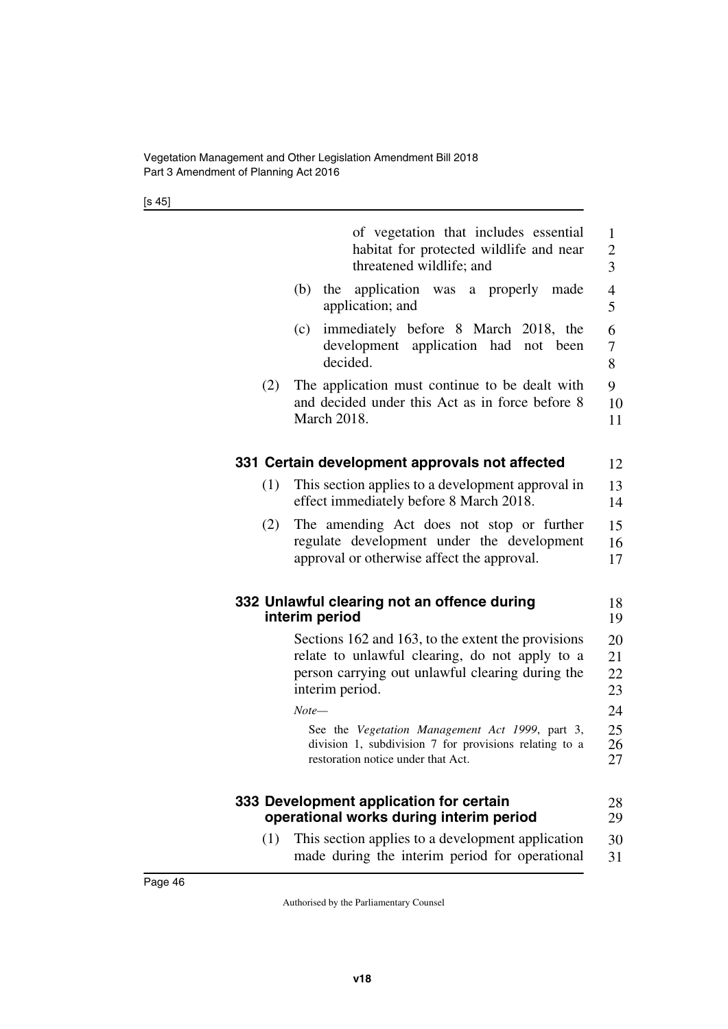of vegetation that includes essential habitat for protected wildlife and near threatened wildlife; and

(b) the application was a properly made application; and

(c) immediately before 8 March 2018, the development application had not been decided.

(2) The application must continue to be dealt with and decided under this Act as in force before 8 March 2018.

### 331 Certain development approvals not affected

(1) This section applies to a development approval in effect immediately before 8 March 2018.

(2) The amending Act does not stop or further regulate development under the development approval or otherwise affect the approval.

### 332 Unlawful clearing not an offence during interim period

Sections 162 and 163, to the extent the provisions relate to unlawful clearing, do not apply to a person carrying out unlawful clearing during the interim period.

*Note—*

See the *Vegetation Management Act 1999*, part 3, division 1, subdivision 7 for provisions relating to a restoration notice under that Act.

### 333 Development application for certain operational works during interim period

(1) This section applies to a development application made during the interim period for operational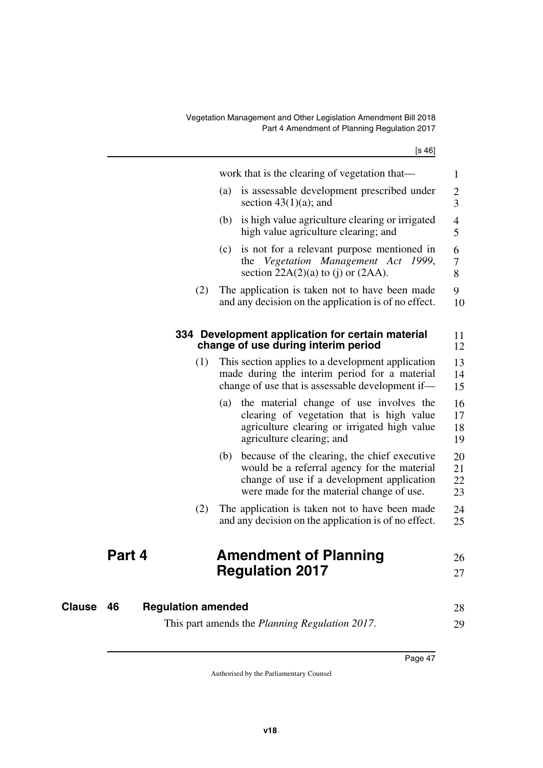work that is the clearing of vegetation that—

(a) is assessable development prescribed under section 43(1)(a); and

(b) is high value agriculture clearing or irrigated high value agriculture clearing; and

(c) is not for a relevant purpose mentioned in the *Vegetation Management Act 1999*, section 22A(2)(a) to (j) or (2AA).

(2) The application is taken not to have been made and any decision on the application is of no effect.

### 334 Development application for certain material change of use during interim period

(1) This section applies to a development application made during the interim period for a material change of use that is assessable development if—

(a) the material change of use involves the clearing of vegetation that is high value agriculture clearing or irrigated high value agriculture clearing; and

(b) because of the clearing, the chief executive would be a referral agency for the material change of use if a development application were made for the material change of use.

(2) The application is taken not to have been made and any decision on the application is of no effect.

# Part 4 Amendment of Planning Regulation 2017

## Clause 46 Regulation amended

This part amends the *Planning Regulation 2017*.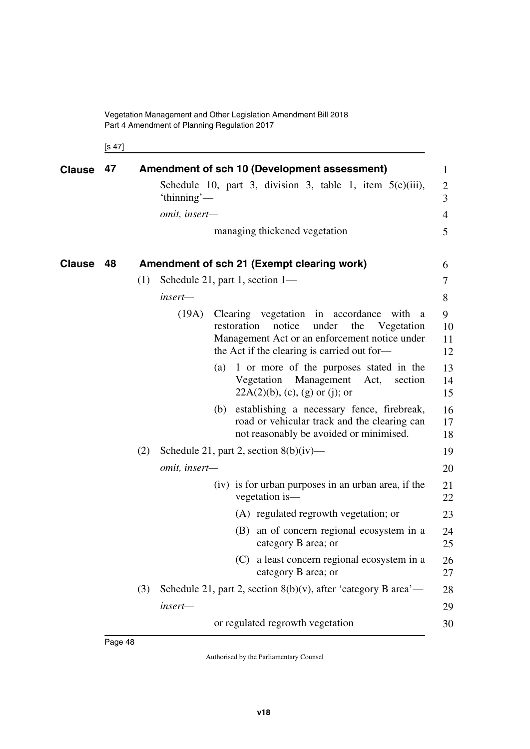## Clause 47 Amendment of sch 10 (Development assessment)

Schedule 10, part 3, division 3, table 1, item 5(c)(iii), 'thinning'—

*omit, insert—*

managing thickened vegetation

## Clause 48 Amendment of sch 21 (Exempt clearing work)

(1) Schedule 21, part 1, section 1—

*insert—*

(19A) Clearing vegetation in accordance with a restoration notice under the Vegetation Management Act or an enforcement notice under the Act if the clearing is carried out for—

(a) 1 or more of the purposes stated in the Vegetation Management Act, section 22A(2)(b), (c), (g) or (j); or

(b) establishing a necessary fence, firebreak, road or vehicular track and the clearing can not reasonably be avoided or minimised.

(2) Schedule 21, part 2, section 8(b)(iv)—

*omit, insert—*

(iv) is for urban purposes in an urban area, if the vegetation is—

(A) regulated regrowth vegetation; or

(B) an of concern regional ecosystem in a category B area; or

(C) a least concern regional ecosystem in a category B area; or

(3) Schedule 21, part 2, section 8(b)(v), after 'category B area'—

*insert—*

or regulated regrowth vegetation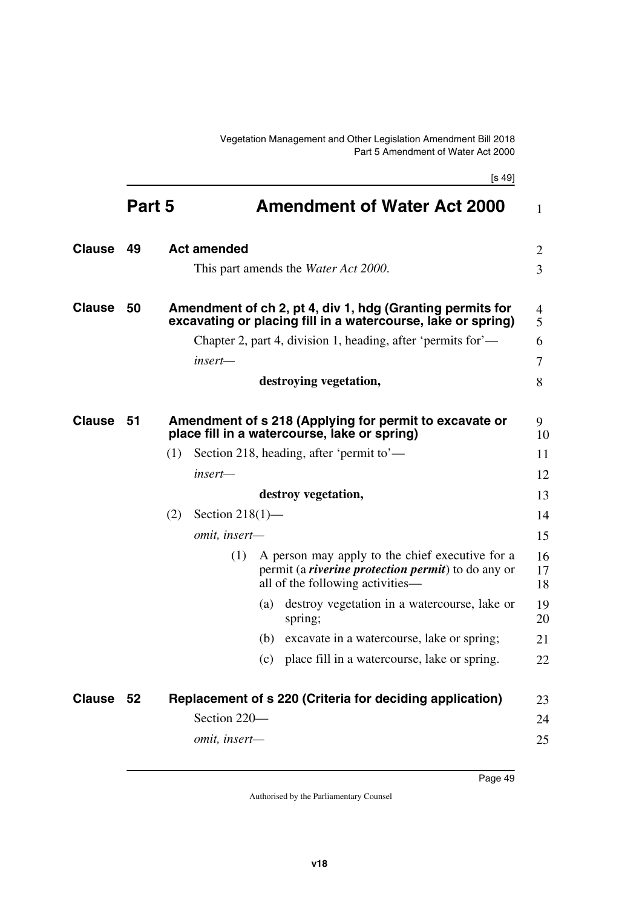## Part 5 Amendment of Water Act 2000

### Clause 49 Act amended

This part amends the *Water Act 2000*.

### Clause 50 Amendment of ch 2, pt 4, div 1, hdg (Granting permits for excavating or placing fill in a watercourse, lake or spring)

Chapter 2, part 4, division 1, heading, after 'permits for'—

*insert*—

**destroying vegetation,**

### Clause 51 Amendment of s 218 (Applying for permit to excavate or place fill in a watercourse, lake or spring)

(1) Section 218, heading, after 'permit to'—

*insert*—

**destroy vegetation,**

(2) Section 218(1)—

*omit, insert*—

(1) A person may apply to the chief executive for a permit (a ***riverine protection permit***) to do any or all of the following activities—

(a) destroy vegetation in a watercourse, lake or spring;

(b) excavate in a watercourse, lake or spring;

(c) place fill in a watercourse, lake or spring.

### Clause 52 Replacement of s 220 (Criteria for deciding application)

Section 220—

*omit, insert*—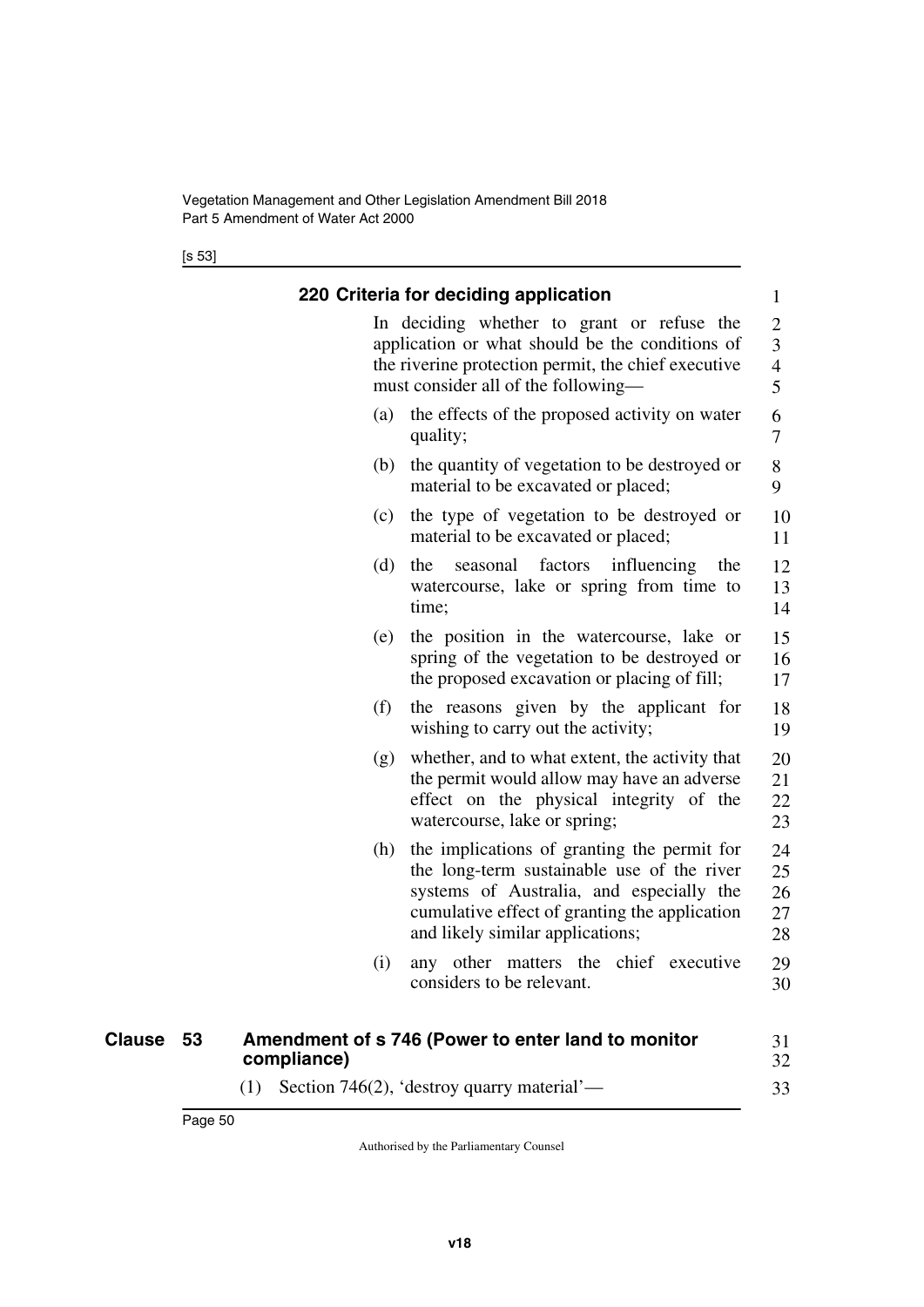**220 Criteria for deciding application**

In deciding whether to grant or refuse the application or what should be the conditions of the riverine protection permit, the chief executive must consider all of the following—

(a) the effects of the proposed activity on water quality;

(b) the quantity of vegetation to be destroyed or material to be excavated or placed;

(c) the type of vegetation to be destroyed or material to be excavated or placed;

(d) the seasonal factors influencing the watercourse, lake or spring from time to time;

(e) the position in the watercourse, lake or spring of the vegetation to be destroyed or the proposed excavation or placing of fill;

(f) the reasons given by the applicant for wishing to carry out the activity;

(g) whether, and to what extent, the activity that the permit would allow may have an adverse effect on the physical integrity of the watercourse, lake or spring;

(h) the implications of granting the permit for the long-term sustainable use of the river systems of Australia, and especially the cumulative effect of granting the application and likely similar applications;

(i) any other matters the chief executive considers to be relevant.

## Clause 53 Amendment of s 746 (Power to enter land to monitor compliance)

(1) Section 746(2), 'destroy quarry material'—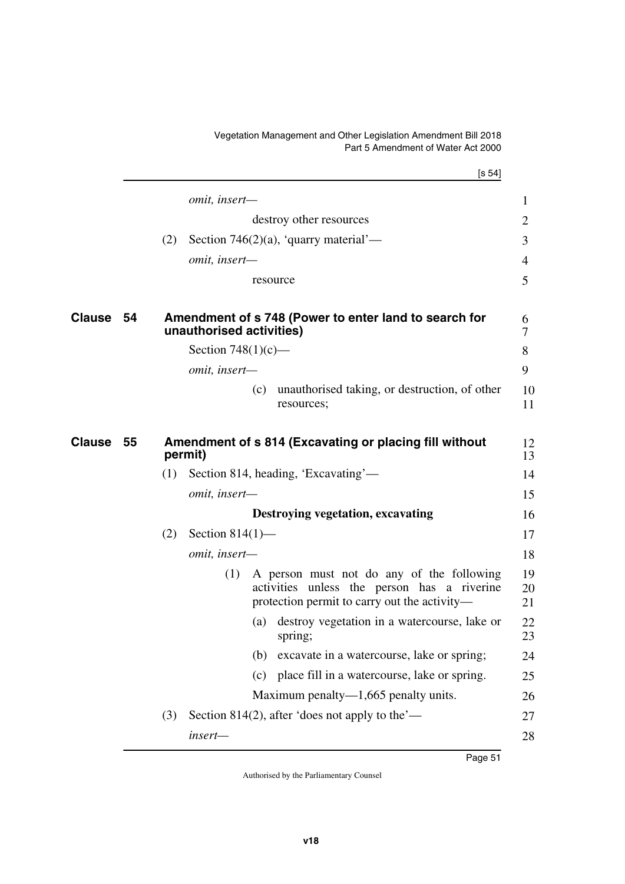*omit, insert—*

destroy other resources

(2) Section 746(2)(a), 'quarry material'—

*omit, insert—*

resource

## Clause 54 Amendment of s 748 (Power to enter land to search for unauthorised activities)

Section 748(1)(c)—

*omit, insert—*

(c) unauthorised taking, or destruction, of other resources;

## Clause 55 Amendment of s 814 (Excavating or placing fill without permit)

(1) Section 814, heading, 'Excavating'—

*omit, insert—*

**Destroying vegetation, excavating**

(2) Section 814(1)—

*omit, insert—*

(1) A person must not do any of the following activities unless the person has a riverine protection permit to carry out the activity—

(a) destroy vegetation in a watercourse, lake or spring;

(b) excavate in a watercourse, lake or spring;

(c) place fill in a watercourse, lake or spring.

Maximum penalty—1,665 penalty units.

(3) Section 814(2), after 'does not apply to the'—

*insert—*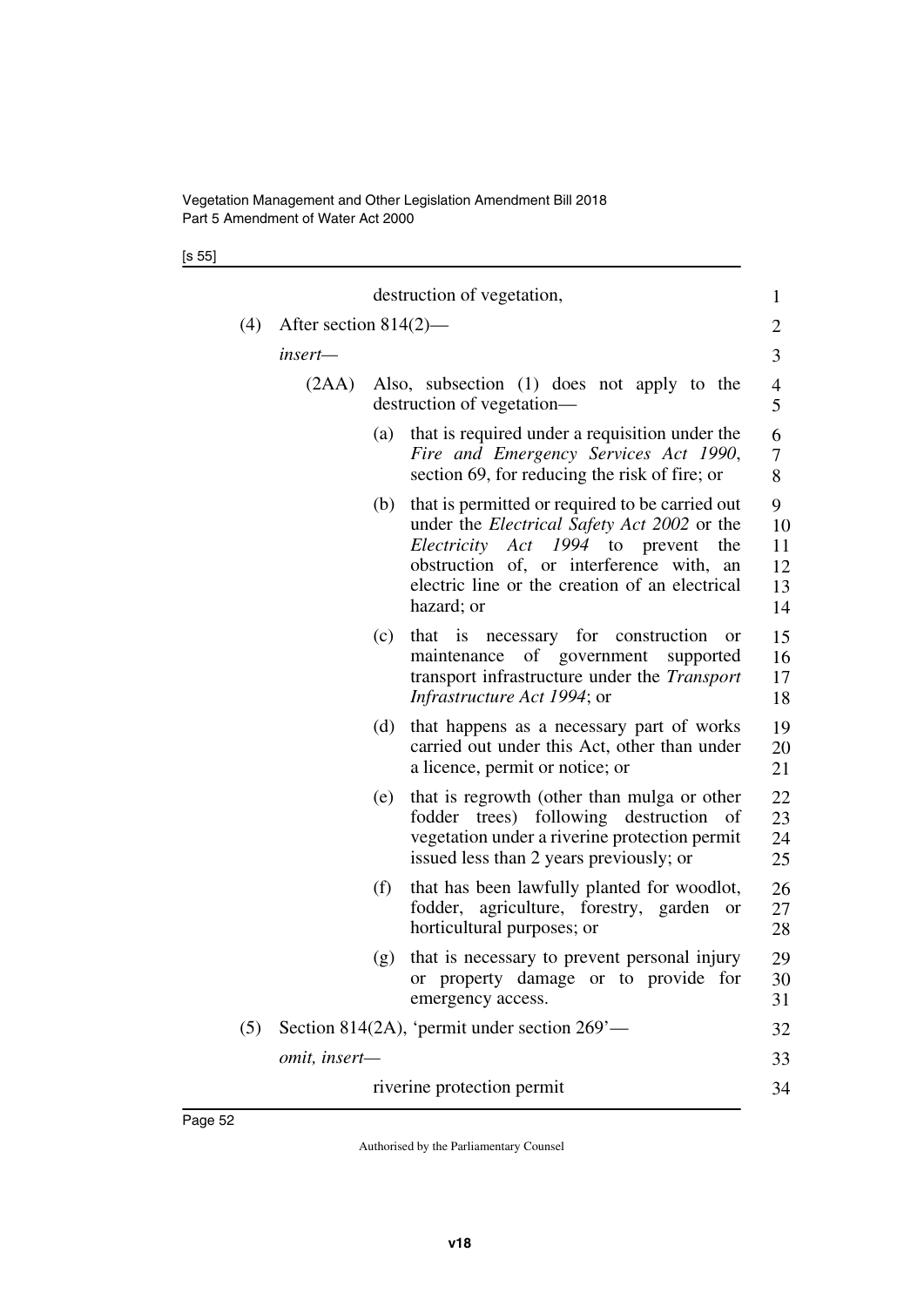destruction of vegetation,

(4) After section 814(2)—

*insert*—

(2AA) Also, subsection (1) does not apply to the destruction of vegetation—

(a) that is required under a requisition under the *Fire and Emergency Services Act 1990*, section 69, for reducing the risk of fire; or

(b) that is permitted or required to be carried out under the *Electrical Safety Act 2002* or the *Electricity Act 1994* to prevent the obstruction of, or interference with, an electric line or the creation of an electrical hazard; or

(c) that is necessary for construction or maintenance of government supported transport infrastructure under the *Transport Infrastructure Act 1994*; or

(d) that happens as a necessary part of works carried out under this Act, other than under a licence, permit or notice; or

(e) that is regrowth (other than mulga or other fodder trees) following destruction of vegetation under a riverine protection permit issued less than 2 years previously; or

(f) that has been lawfully planted for woodlot, fodder, agriculture, forestry, garden or horticultural purposes; or

(g) that is necessary to prevent personal injury or property damage or to provide for emergency access.

(5) Section 814(2A), 'permit under section 269'—

*omit, insert*—

riverine protection permit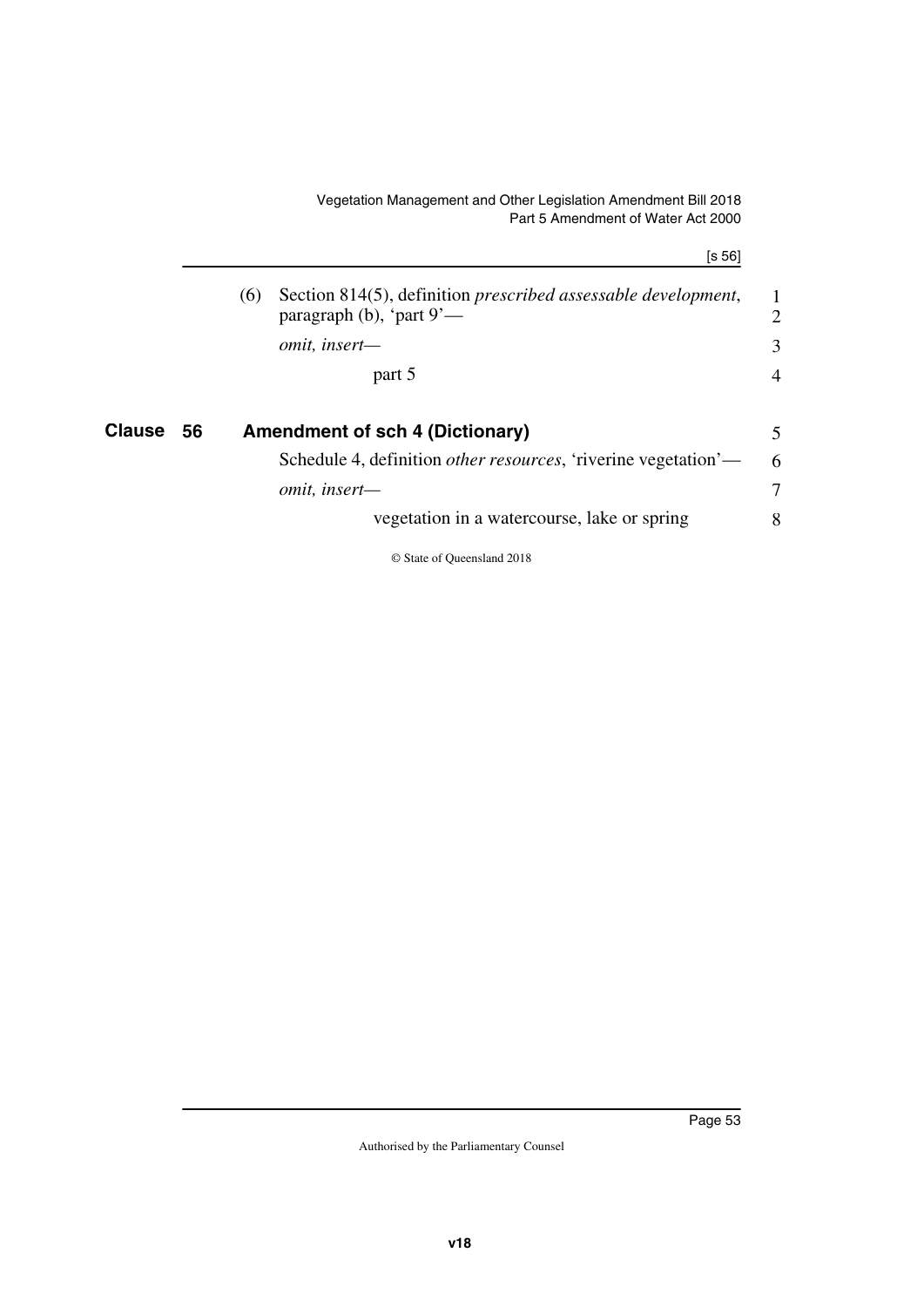(6) Section 814(5), definition *prescribed assessable development*, paragraph (b), 'part 9'—

*omit, insert—*

part 5

## Clause 56 Amendment of sch 4 (Dictionary)

Schedule 4, definition *other resources*, 'riverine vegetation'—

*omit, insert—*

vegetation in a watercourse, lake or spring

© State of Queensland 2018